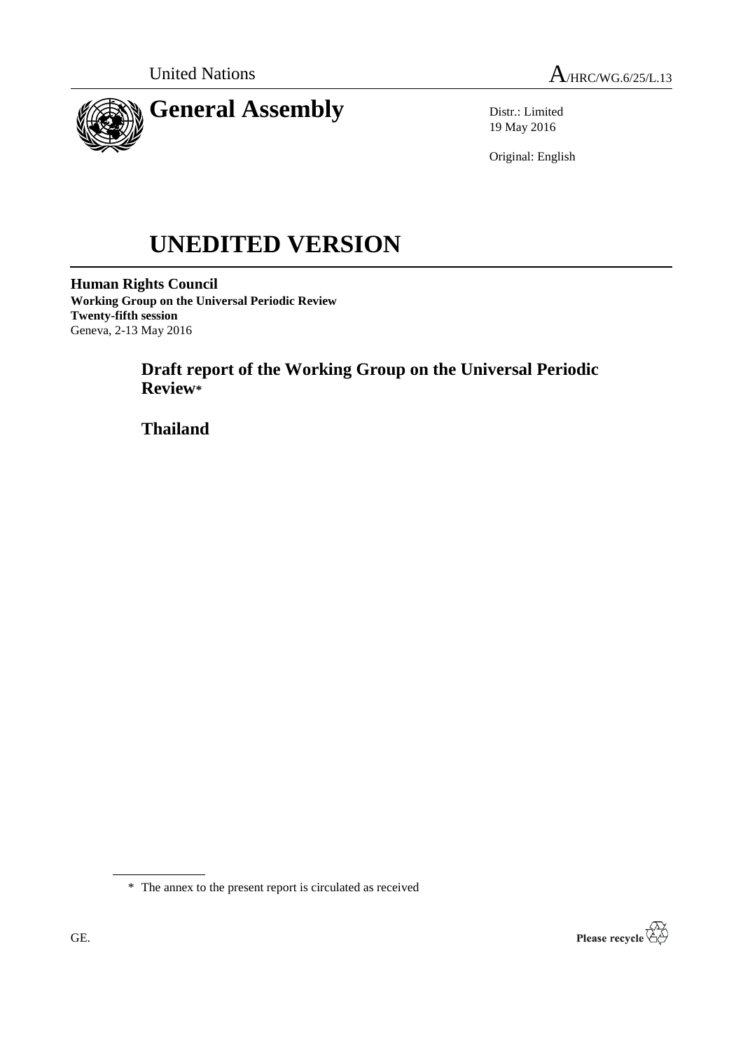United Nations A/HRC/WG.6/25/L.13

# General Assembly

Distr.: Limited
19 May 2016

Original: English

# UNEDITED VERSION

**Human Rights Council**
**Working Group on the Universal Periodic Review**
**Twenty-fifth session**
Geneva, 2-13 May 2016

## Draft report of the Working Group on the Universal Periodic Review*

## Thailand

\* The annex to the present report is circulated as received

GE.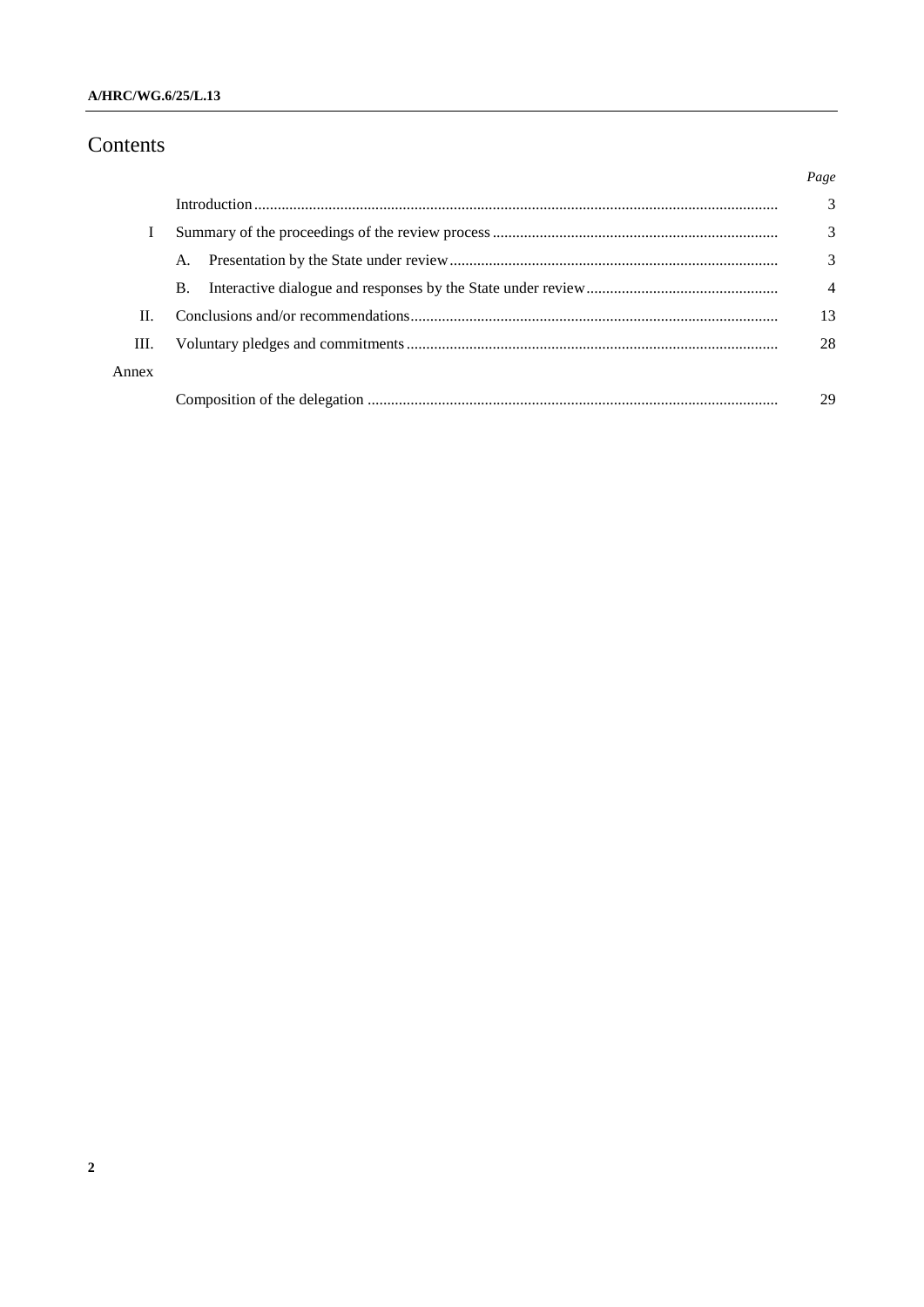# Contents

| | | Page |
|---|---|---|
| | Introduction | 3 |
| I | Summary of the proceedings of the review process | 3 |
| | A. Presentation by the State under review | 3 |
| | B. Interactive dialogue and responses by the State under review | 4 |
| II. | Conclusions and/or recommendations | 13 |
| III. | Voluntary pledges and commitments | 28 |
| Annex | | |
| | Composition of the delegation | 29 |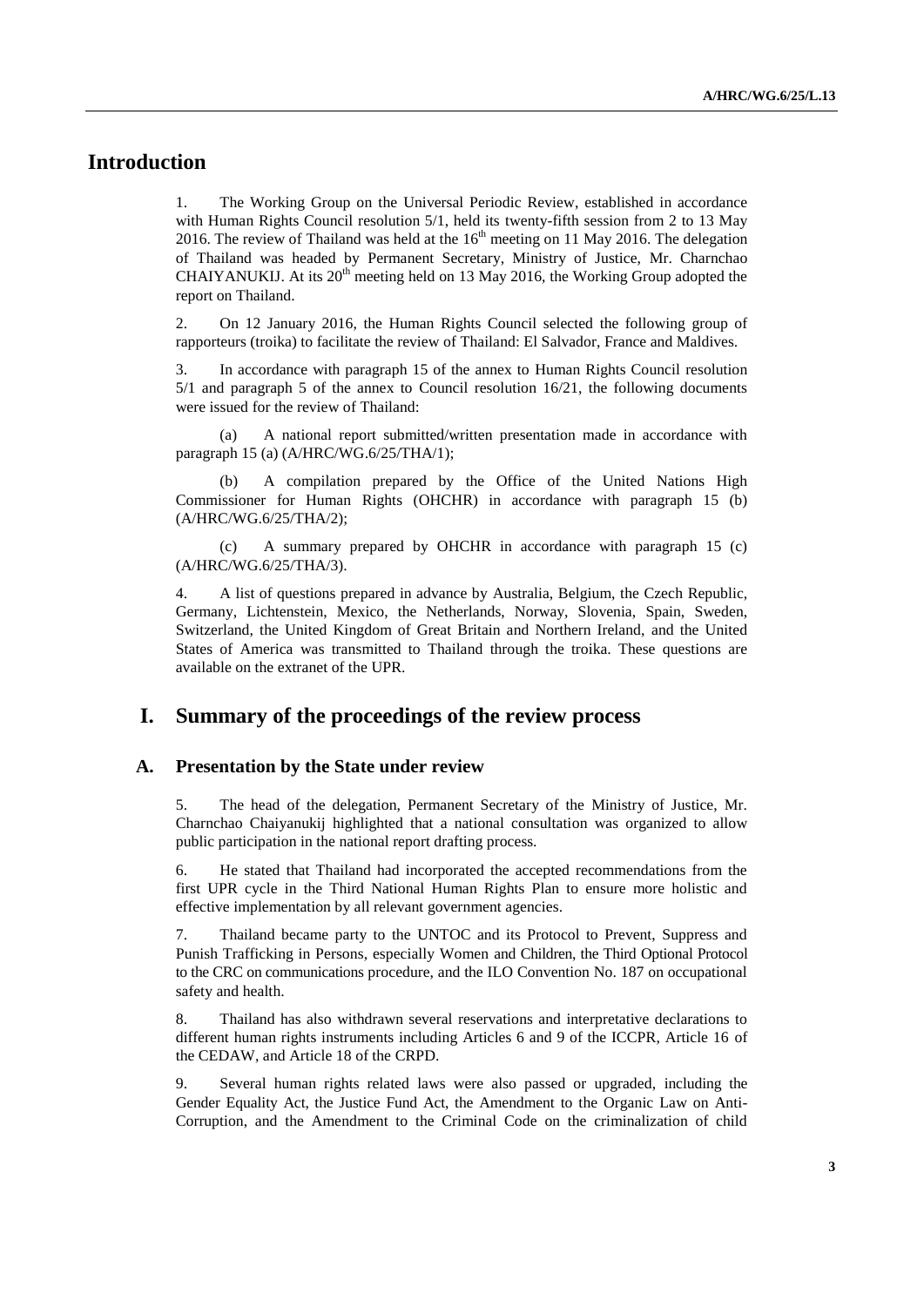# Introduction

1. The Working Group on the Universal Periodic Review, established in accordance with Human Rights Council resolution 5/1, held its twenty-fifth session from 2 to 13 May 2016. The review of Thailand was held at the 16th meeting on 11 May 2016. The delegation of Thailand was headed by Permanent Secretary, Ministry of Justice, Mr. Charnchao CHAIYANUKIJ. At its 20th meeting held on 13 May 2016, the Working Group adopted the report on Thailand.

2. On 12 January 2016, the Human Rights Council selected the following group of rapporteurs (troika) to facilitate the review of Thailand: El Salvador, France and Maldives.

3. In accordance with paragraph 15 of the annex to Human Rights Council resolution 5/1 and paragraph 5 of the annex to Council resolution 16/21, the following documents were issued for the review of Thailand:

(a) A national report submitted/written presentation made in accordance with paragraph 15 (a) (A/HRC/WG.6/25/THA/1);

(b) A compilation prepared by the Office of the United Nations High Commissioner for Human Rights (OHCHR) in accordance with paragraph 15 (b) (A/HRC/WG.6/25/THA/2);

(c) A summary prepared by OHCHR in accordance with paragraph 15 (c) (A/HRC/WG.6/25/THA/3).

4. A list of questions prepared in advance by Australia, Belgium, the Czech Republic, Germany, Lichtenstein, Mexico, the Netherlands, Norway, Slovenia, Spain, Sweden, Switzerland, the United Kingdom of Great Britain and Northern Ireland, and the United States of America was transmitted to Thailand through the troika. These questions are available on the extranet of the UPR.

# I. Summary of the proceedings of the review process

## A. Presentation by the State under review

5. The head of the delegation, Permanent Secretary of the Ministry of Justice, Mr. Charnchao Chaiyanukij highlighted that a national consultation was organized to allow public participation in the national report drafting process.

6. He stated that Thailand had incorporated the accepted recommendations from the first UPR cycle in the Third National Human Rights Plan to ensure more holistic and effective implementation by all relevant government agencies.

7. Thailand became party to the UNTOC and its Protocol to Prevent, Suppress and Punish Trafficking in Persons, especially Women and Children, the Third Optional Protocol to the CRC on communications procedure, and the ILO Convention No. 187 on occupational safety and health.

8. Thailand has also withdrawn several reservations and interpretative declarations to different human rights instruments including Articles 6 and 9 of the ICCPR, Article 16 of the CEDAW, and Article 18 of the CRPD.

9. Several human rights related laws were also passed or upgraded, including the Gender Equality Act, the Justice Fund Act, the Amendment to the Organic Law on Anti-Corruption, and the Amendment to the Criminal Code on the criminalization of child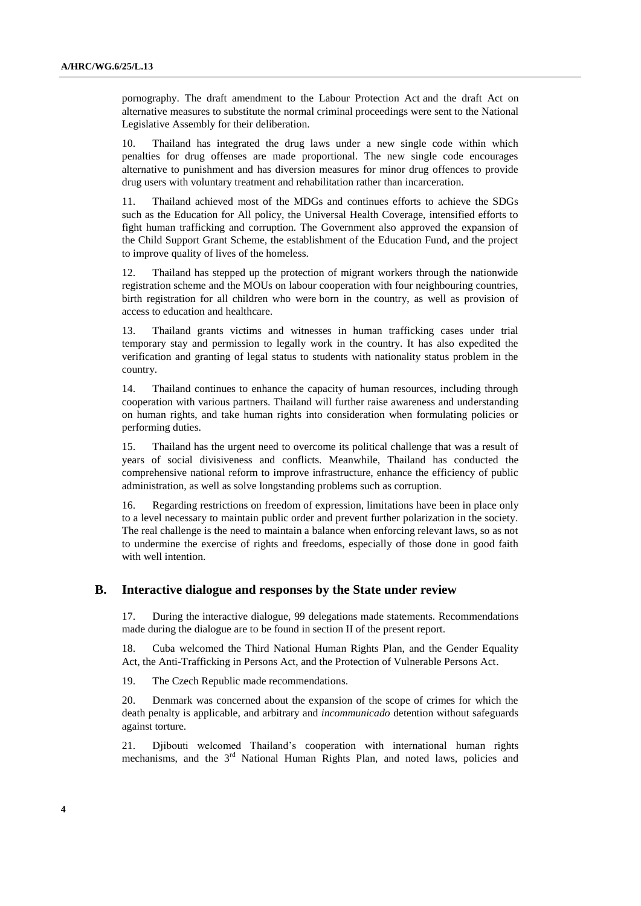pornography. The draft amendment to the Labour Protection Act and the draft Act on alternative measures to substitute the normal criminal proceedings were sent to the National Legislative Assembly for their deliberation.

10. Thailand has integrated the drug laws under a new single code within which penalties for drug offenses are made proportional. The new single code encourages alternative to punishment and has diversion measures for minor drug offences to provide drug users with voluntary treatment and rehabilitation rather than incarceration.

11. Thailand achieved most of the MDGs and continues efforts to achieve the SDGs such as the Education for All policy, the Universal Health Coverage, intensified efforts to fight human trafficking and corruption. The Government also approved the expansion of the Child Support Grant Scheme, the establishment of the Education Fund, and the project to improve quality of lives of the homeless.

12. Thailand has stepped up the protection of migrant workers through the nationwide registration scheme and the MOUs on labour cooperation with four neighbouring countries, birth registration for all children who were born in the country, as well as provision of access to education and healthcare.

13. Thailand grants victims and witnesses in human trafficking cases under trial temporary stay and permission to legally work in the country. It has also expedited the verification and granting of legal status to students with nationality status problem in the country.

14. Thailand continues to enhance the capacity of human resources, including through cooperation with various partners. Thailand will further raise awareness and understanding on human rights, and take human rights into consideration when formulating policies or performing duties.

15. Thailand has the urgent need to overcome its political challenge that was a result of years of social divisiveness and conflicts. Meanwhile, Thailand has conducted the comprehensive national reform to improve infrastructure, enhance the efficiency of public administration, as well as solve longstanding problems such as corruption.

16. Regarding restrictions on freedom of expression, limitations have been in place only to a level necessary to maintain public order and prevent further polarization in the society. The real challenge is the need to maintain a balance when enforcing relevant laws, so as not to undermine the exercise of rights and freedoms, especially of those done in good faith with well intention.

## B. Interactive dialogue and responses by the State under review

17. During the interactive dialogue, 99 delegations made statements. Recommendations made during the dialogue are to be found in section II of the present report.

18. Cuba welcomed the Third National Human Rights Plan, and the Gender Equality Act, the Anti-Trafficking in Persons Act, and the Protection of Vulnerable Persons Act.

19. The Czech Republic made recommendations.

20. Denmark was concerned about the expansion of the scope of crimes for which the death penalty is applicable, and arbitrary and *incommunicado* detention without safeguards against torture.

21. Djibouti welcomed Thailand's cooperation with international human rights mechanisms, and the 3rd National Human Rights Plan, and noted laws, policies and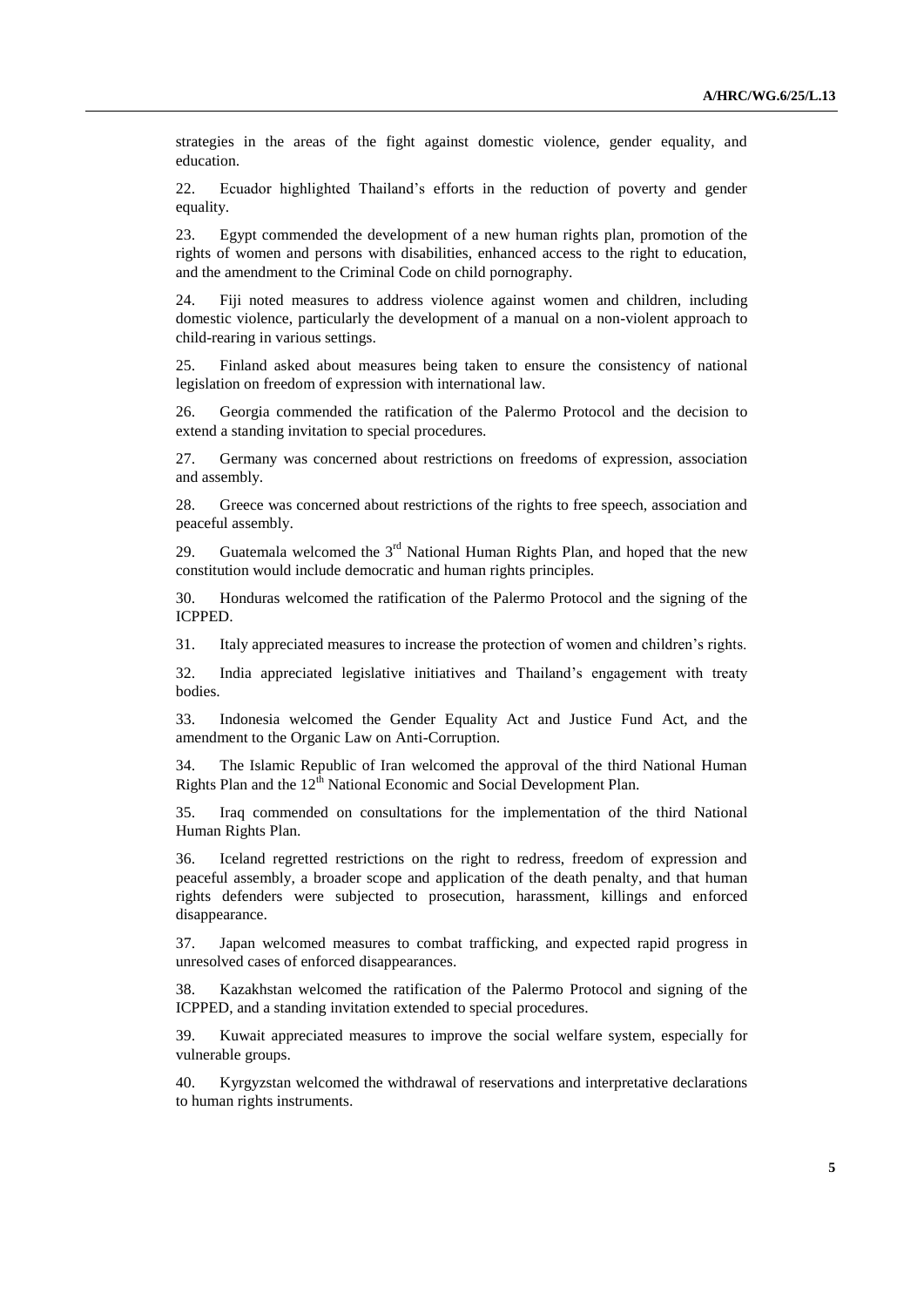strategies in the areas of the fight against domestic violence, gender equality, and education.

22. Ecuador highlighted Thailand's efforts in the reduction of poverty and gender equality.

23. Egypt commended the development of a new human rights plan, promotion of the rights of women and persons with disabilities, enhanced access to the right to education, and the amendment to the Criminal Code on child pornography.

24. Fiji noted measures to address violence against women and children, including domestic violence, particularly the development of a manual on a non-violent approach to child-rearing in various settings.

25. Finland asked about measures being taken to ensure the consistency of national legislation on freedom of expression with international law.

26. Georgia commended the ratification of the Palermo Protocol and the decision to extend a standing invitation to special procedures.

27. Germany was concerned about restrictions on freedoms of expression, association and assembly.

28. Greece was concerned about restrictions of the rights to free speech, association and peaceful assembly.

29. Guatemala welcomed the 3rd National Human Rights Plan, and hoped that the new constitution would include democratic and human rights principles.

30. Honduras welcomed the ratification of the Palermo Protocol and the signing of the ICPPED.

31. Italy appreciated measures to increase the protection of women and children's rights.

32. India appreciated legislative initiatives and Thailand's engagement with treaty bodies.

33. Indonesia welcomed the Gender Equality Act and Justice Fund Act, and the amendment to the Organic Law on Anti-Corruption.

34. The Islamic Republic of Iran welcomed the approval of the third National Human Rights Plan and the 12th National Economic and Social Development Plan.

35. Iraq commended on consultations for the implementation of the third National Human Rights Plan.

36. Iceland regretted restrictions on the right to redress, freedom of expression and peaceful assembly, a broader scope and application of the death penalty, and that human rights defenders were subjected to prosecution, harassment, killings and enforced disappearance.

37. Japan welcomed measures to combat trafficking, and expected rapid progress in unresolved cases of enforced disappearances.

38. Kazakhstan welcomed the ratification of the Palermo Protocol and signing of the ICPPED, and a standing invitation extended to special procedures.

39. Kuwait appreciated measures to improve the social welfare system, especially for vulnerable groups.

40. Kyrgyzstan welcomed the withdrawal of reservations and interpretative declarations to human rights instruments.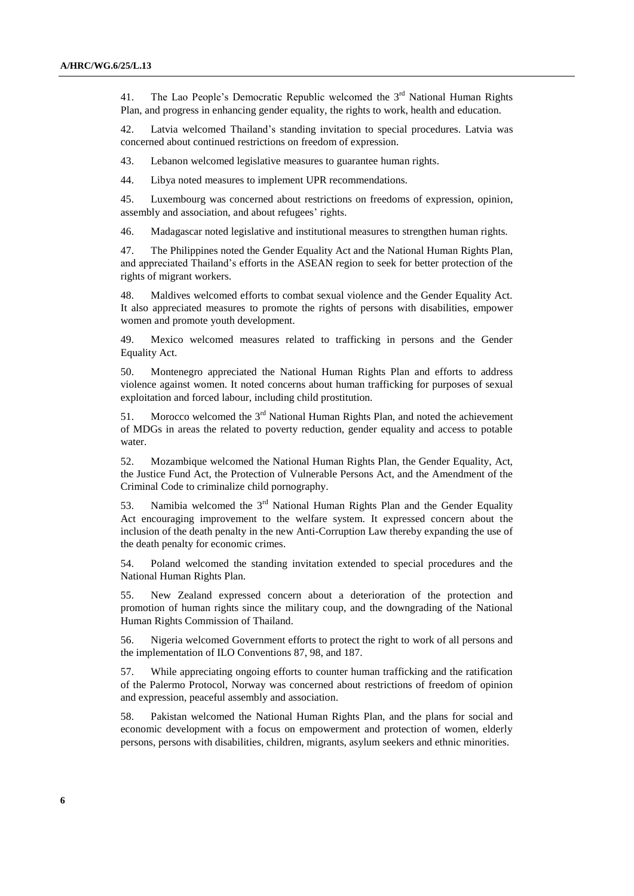41. The Lao People's Democratic Republic welcomed the 3rd National Human Rights Plan, and progress in enhancing gender equality, the rights to work, health and education.

42. Latvia welcomed Thailand's standing invitation to special procedures. Latvia was concerned about continued restrictions on freedom of expression.

43. Lebanon welcomed legislative measures to guarantee human rights.

44. Libya noted measures to implement UPR recommendations.

45. Luxembourg was concerned about restrictions on freedoms of expression, opinion, assembly and association, and about refugees' rights.

46. Madagascar noted legislative and institutional measures to strengthen human rights.

47. The Philippines noted the Gender Equality Act and the National Human Rights Plan, and appreciated Thailand's efforts in the ASEAN region to seek for better protection of the rights of migrant workers.

48. Maldives welcomed efforts to combat sexual violence and the Gender Equality Act. It also appreciated measures to promote the rights of persons with disabilities, empower women and promote youth development.

49. Mexico welcomed measures related to trafficking in persons and the Gender Equality Act.

50. Montenegro appreciated the National Human Rights Plan and efforts to address violence against women. It noted concerns about human trafficking for purposes of sexual exploitation and forced labour, including child prostitution.

51. Morocco welcomed the 3rd National Human Rights Plan, and noted the achievement of MDGs in areas the related to poverty reduction, gender equality and access to potable water.

52. Mozambique welcomed the National Human Rights Plan, the Gender Equality, Act, the Justice Fund Act, the Protection of Vulnerable Persons Act, and the Amendment of the Criminal Code to criminalize child pornography.

53. Namibia welcomed the 3rd National Human Rights Plan and the Gender Equality Act encouraging improvement to the welfare system. It expressed concern about the inclusion of the death penalty in the new Anti-Corruption Law thereby expanding the use of the death penalty for economic crimes.

54. Poland welcomed the standing invitation extended to special procedures and the National Human Rights Plan.

55. New Zealand expressed concern about a deterioration of the protection and promotion of human rights since the military coup, and the downgrading of the National Human Rights Commission of Thailand.

56. Nigeria welcomed Government efforts to protect the right to work of all persons and the implementation of ILO Conventions 87, 98, and 187.

57. While appreciating ongoing efforts to counter human trafficking and the ratification of the Palermo Protocol, Norway was concerned about restrictions of freedom of opinion and expression, peaceful assembly and association.

58. Pakistan welcomed the National Human Rights Plan, and the plans for social and economic development with a focus on empowerment and protection of women, elderly persons, persons with disabilities, children, migrants, asylum seekers and ethnic minorities.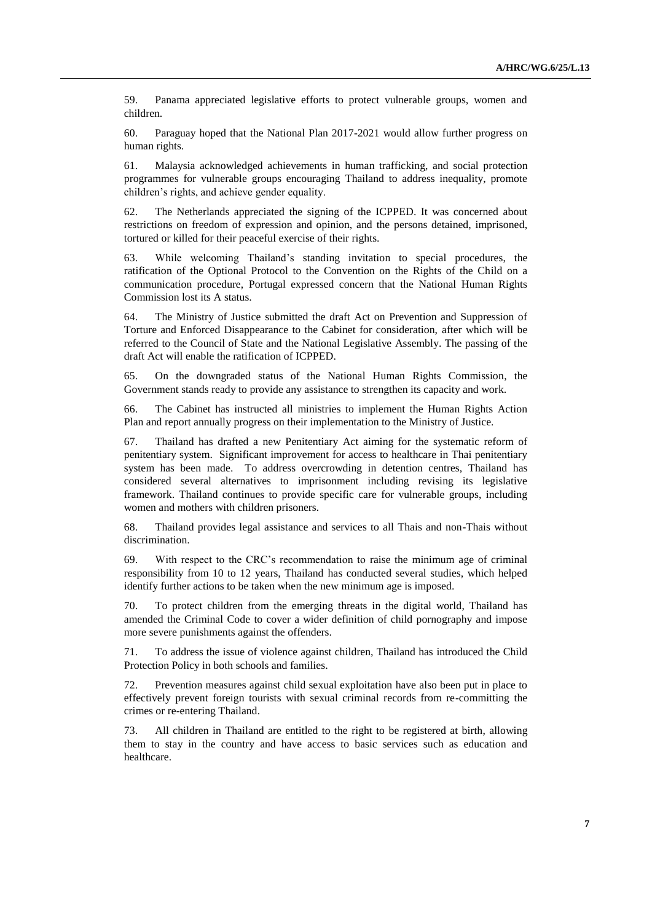59. Panama appreciated legislative efforts to protect vulnerable groups, women and children.

60. Paraguay hoped that the National Plan 2017-2021 would allow further progress on human rights.

61. Malaysia acknowledged achievements in human trafficking, and social protection programmes for vulnerable groups encouraging Thailand to address inequality, promote children's rights, and achieve gender equality.

62. The Netherlands appreciated the signing of the ICPPED. It was concerned about restrictions on freedom of expression and opinion, and the persons detained, imprisoned, tortured or killed for their peaceful exercise of their rights.

63. While welcoming Thailand's standing invitation to special procedures, the ratification of the Optional Protocol to the Convention on the Rights of the Child on a communication procedure, Portugal expressed concern that the National Human Rights Commission lost its A status.

64. The Ministry of Justice submitted the draft Act on Prevention and Suppression of Torture and Enforced Disappearance to the Cabinet for consideration, after which will be referred to the Council of State and the National Legislative Assembly. The passing of the draft Act will enable the ratification of ICPPED.

65. On the downgraded status of the National Human Rights Commission, the Government stands ready to provide any assistance to strengthen its capacity and work.

66. The Cabinet has instructed all ministries to implement the Human Rights Action Plan and report annually progress on their implementation to the Ministry of Justice.

67. Thailand has drafted a new Penitentiary Act aiming for the systematic reform of penitentiary system. Significant improvement for access to healthcare in Thai penitentiary system has been made. To address overcrowding in detention centres, Thailand has considered several alternatives to imprisonment including revising its legislative framework. Thailand continues to provide specific care for vulnerable groups, including women and mothers with children prisoners.

68. Thailand provides legal assistance and services to all Thais and non-Thais without discrimination.

69. With respect to the CRC's recommendation to raise the minimum age of criminal responsibility from 10 to 12 years, Thailand has conducted several studies, which helped identify further actions to be taken when the new minimum age is imposed.

70. To protect children from the emerging threats in the digital world, Thailand has amended the Criminal Code to cover a wider definition of child pornography and impose more severe punishments against the offenders.

71. To address the issue of violence against children, Thailand has introduced the Child Protection Policy in both schools and families.

72. Prevention measures against child sexual exploitation have also been put in place to effectively prevent foreign tourists with sexual criminal records from re-committing the crimes or re-entering Thailand.

73. All children in Thailand are entitled to the right to be registered at birth, allowing them to stay in the country and have access to basic services such as education and healthcare.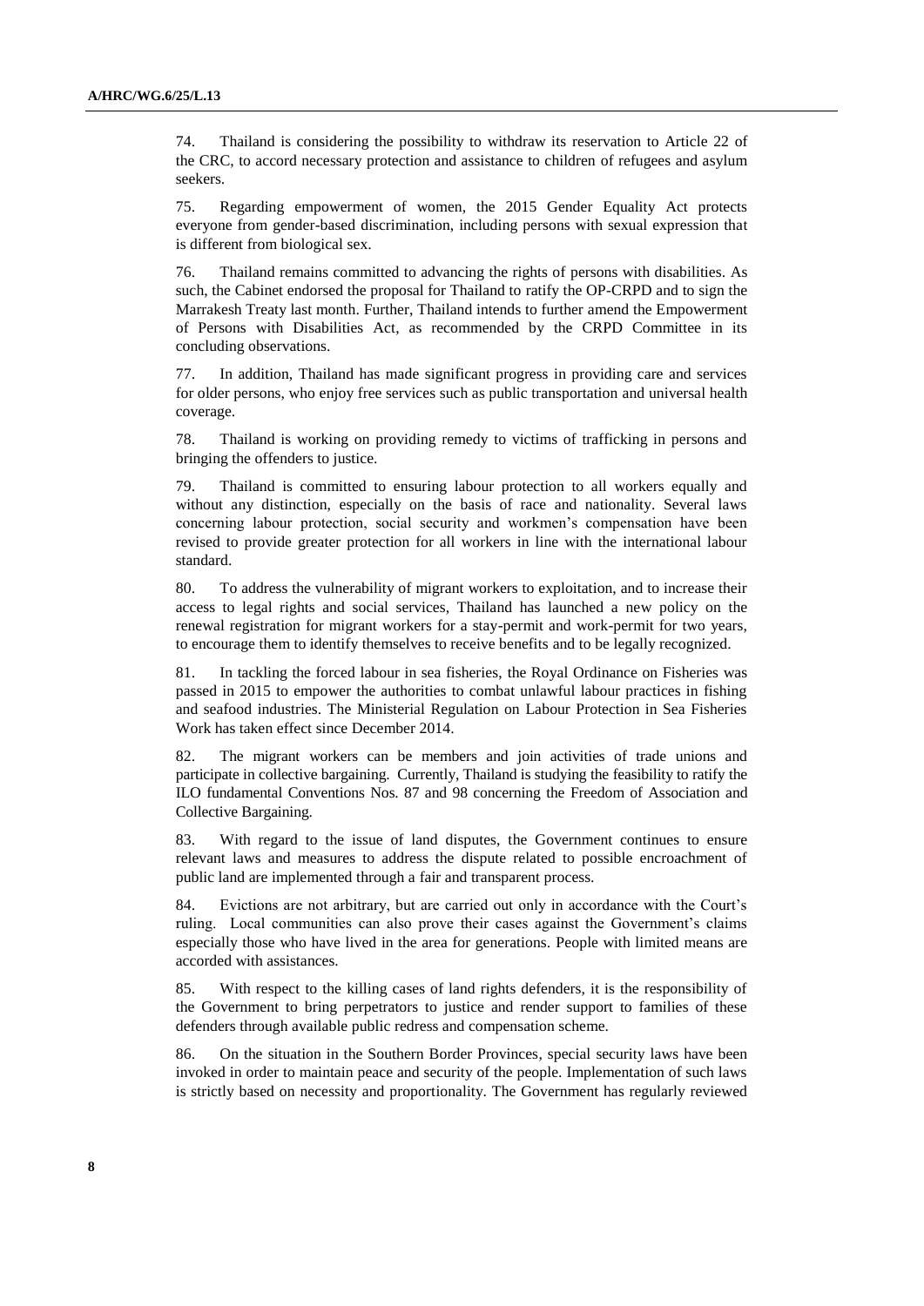74. Thailand is considering the possibility to withdraw its reservation to Article 22 of the CRC, to accord necessary protection and assistance to children of refugees and asylum seekers.

75. Regarding empowerment of women, the 2015 Gender Equality Act protects everyone from gender-based discrimination, including persons with sexual expression that is different from biological sex.

76. Thailand remains committed to advancing the rights of persons with disabilities. As such, the Cabinet endorsed the proposal for Thailand to ratify the OP-CRPD and to sign the Marrakesh Treaty last month. Further, Thailand intends to further amend the Empowerment of Persons with Disabilities Act, as recommended by the CRPD Committee in its concluding observations.

77. In addition, Thailand has made significant progress in providing care and services for older persons, who enjoy free services such as public transportation and universal health coverage.

78. Thailand is working on providing remedy to victims of trafficking in persons and bringing the offenders to justice.

79. Thailand is committed to ensuring labour protection to all workers equally and without any distinction, especially on the basis of race and nationality. Several laws concerning labour protection, social security and workmen's compensation have been revised to provide greater protection for all workers in line with the international labour standard.

80. To address the vulnerability of migrant workers to exploitation, and to increase their access to legal rights and social services, Thailand has launched a new policy on the renewal registration for migrant workers for a stay-permit and work-permit for two years, to encourage them to identify themselves to receive benefits and to be legally recognized.

81. In tackling the forced labour in sea fisheries, the Royal Ordinance on Fisheries was passed in 2015 to empower the authorities to combat unlawful labour practices in fishing and seafood industries. The Ministerial Regulation on Labour Protection in Sea Fisheries Work has taken effect since December 2014.

82. The migrant workers can be members and join activities of trade unions and participate in collective bargaining. Currently, Thailand is studying the feasibility to ratify the ILO fundamental Conventions Nos. 87 and 98 concerning the Freedom of Association and Collective Bargaining.

83. With regard to the issue of land disputes, the Government continues to ensure relevant laws and measures to address the dispute related to possible encroachment of public land are implemented through a fair and transparent process.

84. Evictions are not arbitrary, but are carried out only in accordance with the Court's ruling. Local communities can also prove their cases against the Government's claims especially those who have lived in the area for generations. People with limited means are accorded with assistances.

85. With respect to the killing cases of land rights defenders, it is the responsibility of the Government to bring perpetrators to justice and render support to families of these defenders through available public redress and compensation scheme.

86. On the situation in the Southern Border Provinces, special security laws have been invoked in order to maintain peace and security of the people. Implementation of such laws is strictly based on necessity and proportionality. The Government has regularly reviewed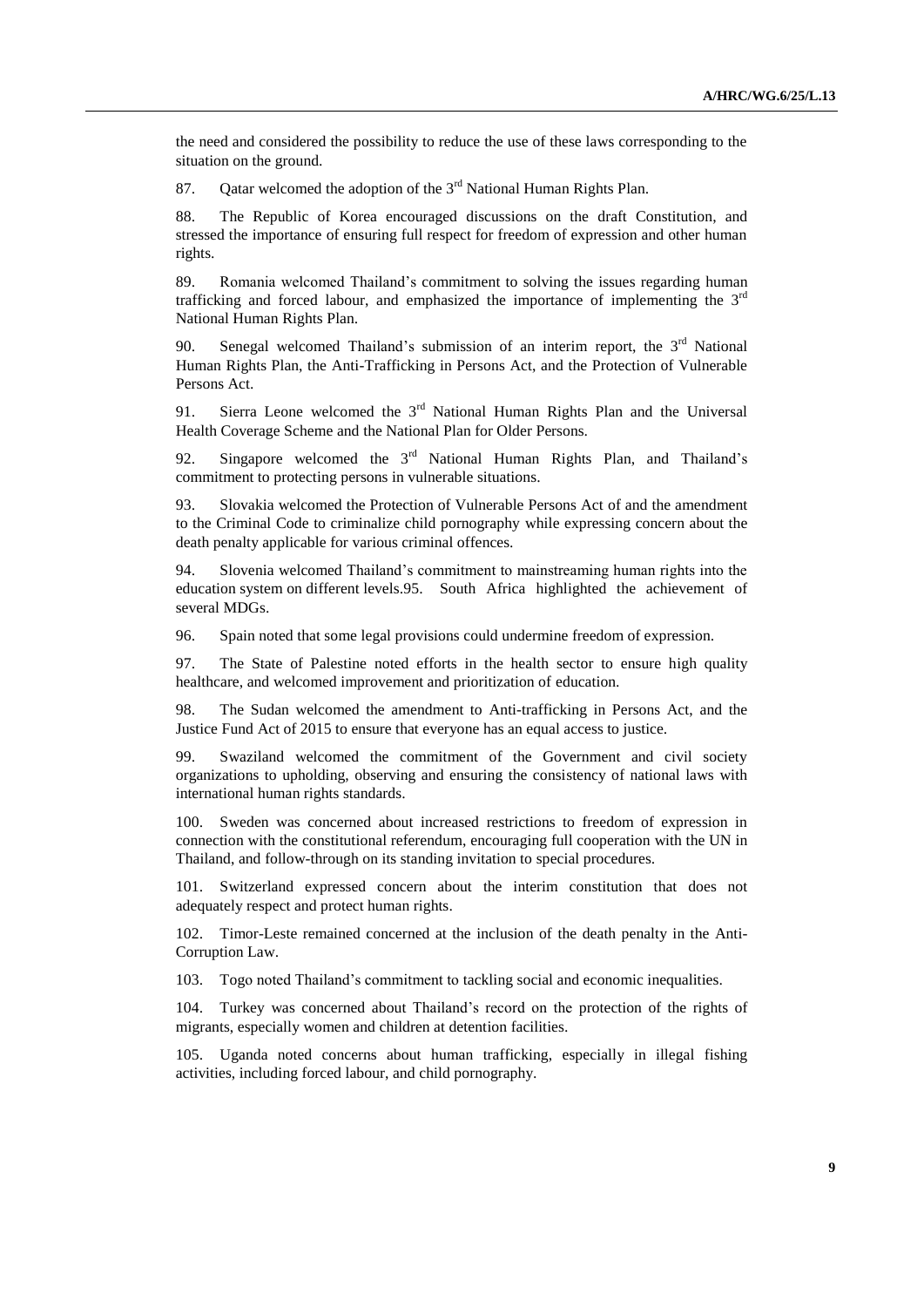the need and considered the possibility to reduce the use of these laws corresponding to the situation on the ground.

87. Qatar welcomed the adoption of the 3rd National Human Rights Plan.

88. The Republic of Korea encouraged discussions on the draft Constitution, and stressed the importance of ensuring full respect for freedom of expression and other human rights.

89. Romania welcomed Thailand's commitment to solving the issues regarding human trafficking and forced labour, and emphasized the importance of implementing the 3rd National Human Rights Plan.

90. Senegal welcomed Thailand's submission of an interim report, the 3rd National Human Rights Plan, the Anti-Trafficking in Persons Act, and the Protection of Vulnerable Persons Act.

91. Sierra Leone welcomed the 3rd National Human Rights Plan and the Universal Health Coverage Scheme and the National Plan for Older Persons.

92. Singapore welcomed the 3rd National Human Rights Plan, and Thailand's commitment to protecting persons in vulnerable situations.

93. Slovakia welcomed the Protection of Vulnerable Persons Act of and the amendment to the Criminal Code to criminalize child pornography while expressing concern about the death penalty applicable for various criminal offences.

94. Slovenia welcomed Thailand's commitment to mainstreaming human rights into the education system on different levels.95. South Africa highlighted the achievement of several MDGs.

96. Spain noted that some legal provisions could undermine freedom of expression.

97. The State of Palestine noted efforts in the health sector to ensure high quality healthcare, and welcomed improvement and prioritization of education.

98. The Sudan welcomed the amendment to Anti-trafficking in Persons Act, and the Justice Fund Act of 2015 to ensure that everyone has an equal access to justice.

99. Swaziland welcomed the commitment of the Government and civil society organizations to upholding, observing and ensuring the consistency of national laws with international human rights standards.

100. Sweden was concerned about increased restrictions to freedom of expression in connection with the constitutional referendum, encouraging full cooperation with the UN in Thailand, and follow-through on its standing invitation to special procedures.

101. Switzerland expressed concern about the interim constitution that does not adequately respect and protect human rights.

102. Timor-Leste remained concerned at the inclusion of the death penalty in the Anti-Corruption Law.

103. Togo noted Thailand's commitment to tackling social and economic inequalities.

104. Turkey was concerned about Thailand's record on the protection of the rights of migrants, especially women and children at detention facilities.

105. Uganda noted concerns about human trafficking, especially in illegal fishing activities, including forced labour, and child pornography.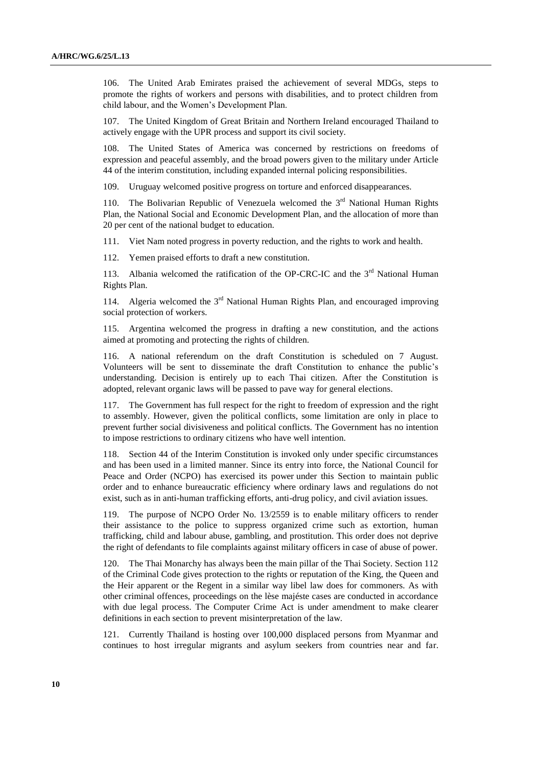106. The United Arab Emirates praised the achievement of several MDGs, steps to promote the rights of workers and persons with disabilities, and to protect children from child labour, and the Women's Development Plan.

107. The United Kingdom of Great Britain and Northern Ireland encouraged Thailand to actively engage with the UPR process and support its civil society.

108. The United States of America was concerned by restrictions on freedoms of expression and peaceful assembly, and the broad powers given to the military under Article 44 of the interim constitution, including expanded internal policing responsibilities.

109. Uruguay welcomed positive progress on torture and enforced disappearances.

110. The Bolivarian Republic of Venezuela welcomed the 3rd National Human Rights Plan, the National Social and Economic Development Plan, and the allocation of more than 20 per cent of the national budget to education.

111. Viet Nam noted progress in poverty reduction, and the rights to work and health.

112. Yemen praised efforts to draft a new constitution.

113. Albania welcomed the ratification of the OP-CRC-IC and the 3rd National Human Rights Plan.

114. Algeria welcomed the 3rd National Human Rights Plan, and encouraged improving social protection of workers.

115. Argentina welcomed the progress in drafting a new constitution, and the actions aimed at promoting and protecting the rights of children.

116. A national referendum on the draft Constitution is scheduled on 7 August. Volunteers will be sent to disseminate the draft Constitution to enhance the public's understanding. Decision is entirely up to each Thai citizen. After the Constitution is adopted, relevant organic laws will be passed to pave way for general elections.

117. The Government has full respect for the right to freedom of expression and the right to assembly. However, given the political conflicts, some limitation are only in place to prevent further social divisiveness and political conflicts. The Government has no intention to impose restrictions to ordinary citizens who have well intention.

118. Section 44 of the Interim Constitution is invoked only under specific circumstances and has been used in a limited manner. Since its entry into force, the National Council for Peace and Order (NCPO) has exercised its power under this Section to maintain public order and to enhance bureaucratic efficiency where ordinary laws and regulations do not exist, such as in anti-human trafficking efforts, anti-drug policy, and civil aviation issues.

119. The purpose of NCPO Order No. 13/2559 is to enable military officers to render their assistance to the police to suppress organized crime such as extortion, human trafficking, child and labour abuse, gambling, and prostitution. This order does not deprive the right of defendants to file complaints against military officers in case of abuse of power.

120. The Thai Monarchy has always been the main pillar of the Thai Society. Section 112 of the Criminal Code gives protection to the rights or reputation of the King, the Queen and the Heir apparent or the Regent in a similar way libel law does for commoners. As with other criminal offences, proceedings on the lèse majéste cases are conducted in accordance with due legal process. The Computer Crime Act is under amendment to make clearer definitions in each section to prevent misinterpretation of the law.

121. Currently Thailand is hosting over 100,000 displaced persons from Myanmar and continues to host irregular migrants and asylum seekers from countries near and far.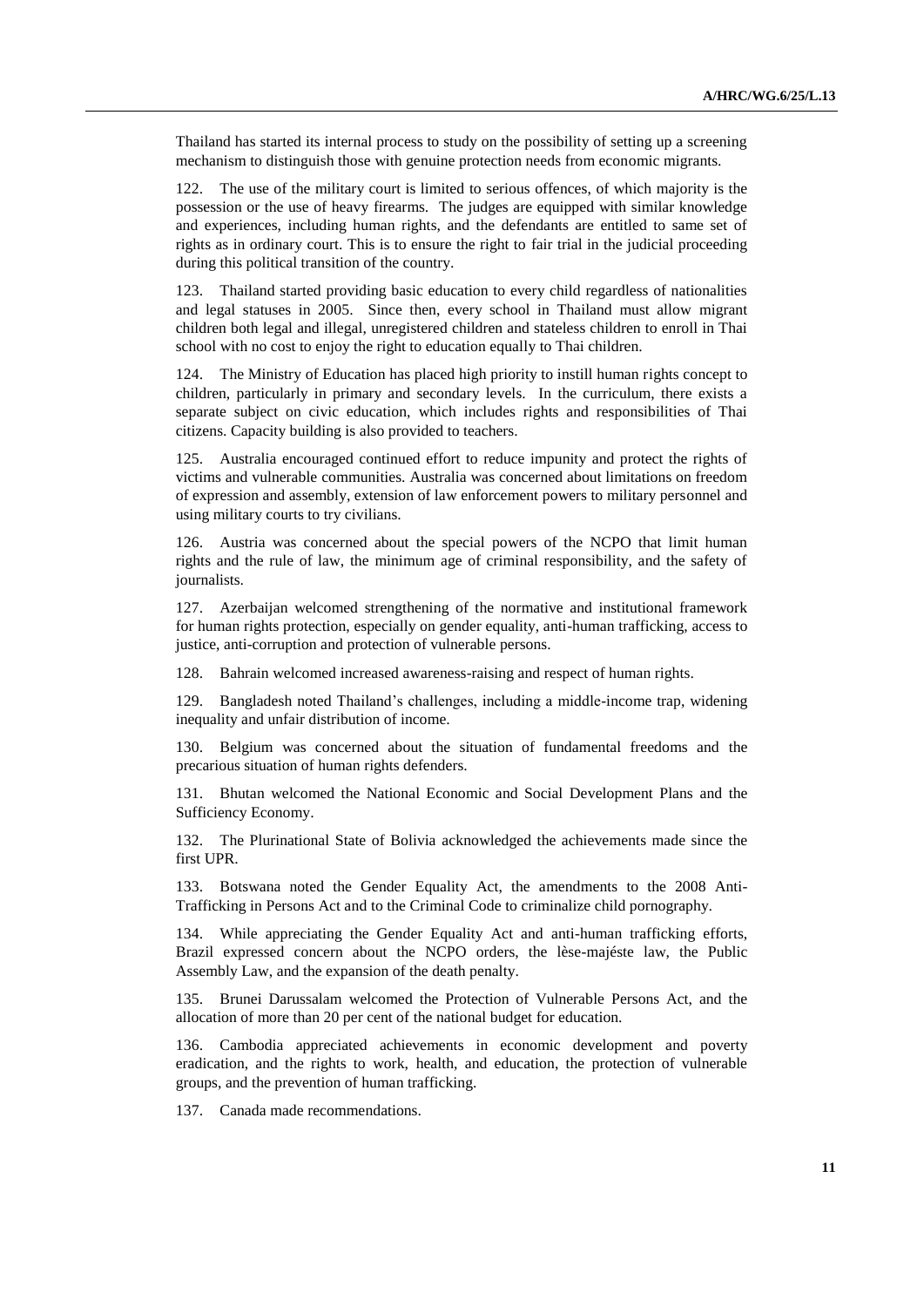Thailand has started its internal process to study on the possibility of setting up a screening mechanism to distinguish those with genuine protection needs from economic migrants.

122. The use of the military court is limited to serious offences, of which majority is the possession or the use of heavy firearms. The judges are equipped with similar knowledge and experiences, including human rights, and the defendants are entitled to same set of rights as in ordinary court. This is to ensure the right to fair trial in the judicial proceeding during this political transition of the country.

123. Thailand started providing basic education to every child regardless of nationalities and legal statuses in 2005. Since then, every school in Thailand must allow migrant children both legal and illegal, unregistered children and stateless children to enroll in Thai school with no cost to enjoy the right to education equally to Thai children.

124. The Ministry of Education has placed high priority to instill human rights concept to children, particularly in primary and secondary levels. In the curriculum, there exists a separate subject on civic education, which includes rights and responsibilities of Thai citizens. Capacity building is also provided to teachers.

125. Australia encouraged continued effort to reduce impunity and protect the rights of victims and vulnerable communities. Australia was concerned about limitations on freedom of expression and assembly, extension of law enforcement powers to military personnel and using military courts to try civilians.

126. Austria was concerned about the special powers of the NCPO that limit human rights and the rule of law, the minimum age of criminal responsibility, and the safety of journalists.

127. Azerbaijan welcomed strengthening of the normative and institutional framework for human rights protection, especially on gender equality, anti-human trafficking, access to justice, anti-corruption and protection of vulnerable persons.

128. Bahrain welcomed increased awareness-raising and respect of human rights.

129. Bangladesh noted Thailand's challenges, including a middle-income trap, widening inequality and unfair distribution of income.

130. Belgium was concerned about the situation of fundamental freedoms and the precarious situation of human rights defenders.

131. Bhutan welcomed the National Economic and Social Development Plans and the Sufficiency Economy.

132. The Plurinational State of Bolivia acknowledged the achievements made since the first UPR.

133. Botswana noted the Gender Equality Act, the amendments to the 2008 Anti-Trafficking in Persons Act and to the Criminal Code to criminalize child pornography.

134. While appreciating the Gender Equality Act and anti-human trafficking efforts, Brazil expressed concern about the NCPO orders, the lèse-majéste law, the Public Assembly Law, and the expansion of the death penalty.

135. Brunei Darussalam welcomed the Protection of Vulnerable Persons Act, and the allocation of more than 20 per cent of the national budget for education.

136. Cambodia appreciated achievements in economic development and poverty eradication, and the rights to work, health, and education, the protection of vulnerable groups, and the prevention of human trafficking.

137. Canada made recommendations.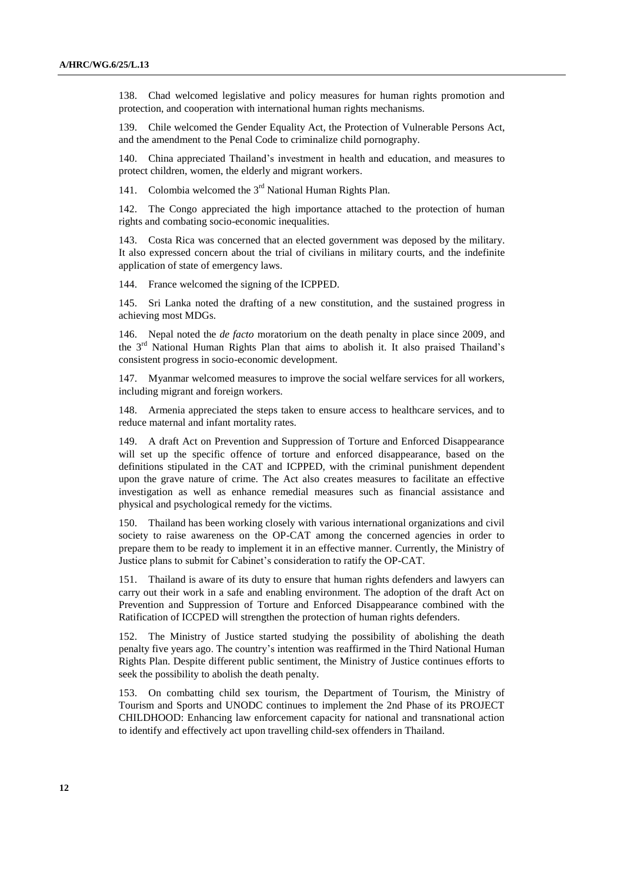138. Chad welcomed legislative and policy measures for human rights promotion and protection, and cooperation with international human rights mechanisms.

139. Chile welcomed the Gender Equality Act, the Protection of Vulnerable Persons Act, and the amendment to the Penal Code to criminalize child pornography.

140. China appreciated Thailand's investment in health and education, and measures to protect children, women, the elderly and migrant workers.

141. Colombia welcomed the 3rd National Human Rights Plan.

142. The Congo appreciated the high importance attached to the protection of human rights and combating socio-economic inequalities.

143. Costa Rica was concerned that an elected government was deposed by the military. It also expressed concern about the trial of civilians in military courts, and the indefinite application of state of emergency laws.

144. France welcomed the signing of the ICPPED.

145. Sri Lanka noted the drafting of a new constitution, and the sustained progress in achieving most MDGs.

146. Nepal noted the *de facto* moratorium on the death penalty in place since 2009, and the 3rd National Human Rights Plan that aims to abolish it. It also praised Thailand's consistent progress in socio-economic development.

147. Myanmar welcomed measures to improve the social welfare services for all workers, including migrant and foreign workers.

148. Armenia appreciated the steps taken to ensure access to healthcare services, and to reduce maternal and infant mortality rates.

149. A draft Act on Prevention and Suppression of Torture and Enforced Disappearance will set up the specific offence of torture and enforced disappearance, based on the definitions stipulated in the CAT and ICPPED, with the criminal punishment dependent upon the grave nature of crime. The Act also creates measures to facilitate an effective investigation as well as enhance remedial measures such as financial assistance and physical and psychological remedy for the victims.

150. Thailand has been working closely with various international organizations and civil society to raise awareness on the OP-CAT among the concerned agencies in order to prepare them to be ready to implement it in an effective manner. Currently, the Ministry of Justice plans to submit for Cabinet's consideration to ratify the OP-CAT.

151. Thailand is aware of its duty to ensure that human rights defenders and lawyers can carry out their work in a safe and enabling environment. The adoption of the draft Act on Prevention and Suppression of Torture and Enforced Disappearance combined with the Ratification of ICCPED will strengthen the protection of human rights defenders.

152. The Ministry of Justice started studying the possibility of abolishing the death penalty five years ago. The country's intention was reaffirmed in the Third National Human Rights Plan. Despite different public sentiment, the Ministry of Justice continues efforts to seek the possibility to abolish the death penalty.

153. On combatting child sex tourism, the Department of Tourism, the Ministry of Tourism and Sports and UNODC continues to implement the 2nd Phase of its PROJECT CHILDHOOD: Enhancing law enforcement capacity for national and transnational action to identify and effectively act upon travelling child-sex offenders in Thailand.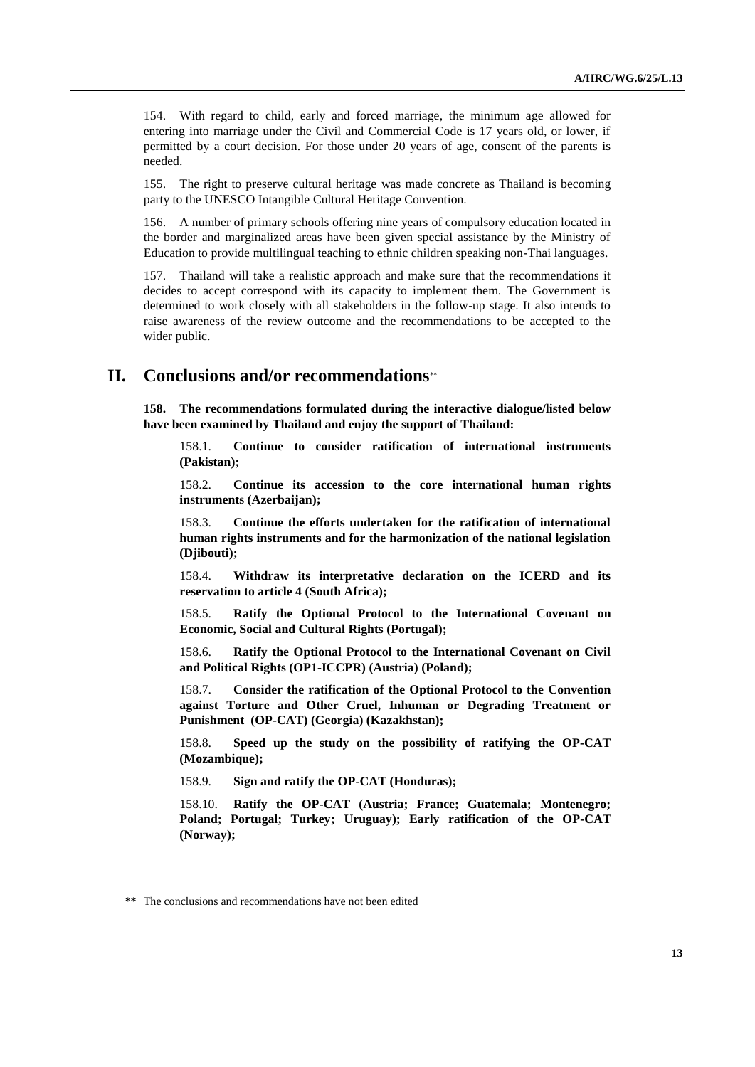154. With regard to child, early and forced marriage, the minimum age allowed for entering into marriage under the Civil and Commercial Code is 17 years old, or lower, if permitted by a court decision. For those under 20 years of age, consent of the parents is needed.

155. The right to preserve cultural heritage was made concrete as Thailand is becoming party to the UNESCO Intangible Cultural Heritage Convention.

156. A number of primary schools offering nine years of compulsory education located in the border and marginalized areas have been given special assistance by the Ministry of Education to provide multilingual teaching to ethnic children speaking non-Thai languages.

157. Thailand will take a realistic approach and make sure that the recommendations it decides to accept correspond with its capacity to implement them. The Government is determined to work closely with all stakeholders in the follow-up stage. It also intends to raise awareness of the review outcome and the recommendations to be accepted to the wider public.

# II. Conclusions and/or recommendations**

**158. The recommendations formulated during the interactive dialogue/listed below have been examined by Thailand and enjoy the support of Thailand:**

158.1. **Continue to consider ratification of international instruments (Pakistan);**

158.2. **Continue its accession to the core international human rights instruments (Azerbaijan);**

158.3. **Continue the efforts undertaken for the ratification of international human rights instruments and for the harmonization of the national legislation (Djibouti);**

158.4. **Withdraw its interpretative declaration on the ICERD and its reservation to article 4 (South Africa);**

158.5. **Ratify the Optional Protocol to the International Covenant on Economic, Social and Cultural Rights (Portugal);**

158.6. **Ratify the Optional Protocol to the International Covenant on Civil and Political Rights (OP1-ICCPR) (Austria) (Poland);**

158.7. **Consider the ratification of the Optional Protocol to the Convention against Torture and Other Cruel, Inhuman or Degrading Treatment or Punishment (OP-CAT) (Georgia) (Kazakhstan);**

158.8. **Speed up the study on the possibility of ratifying the OP-CAT (Mozambique);**

158.9. **Sign and ratify the OP-CAT (Honduras);**

158.10. **Ratify the OP-CAT (Austria; France; Guatemala; Montenegro; Poland; Portugal; Turkey; Uruguay); Early ratification of the OP-CAT (Norway);**

** The conclusions and recommendations have not been edited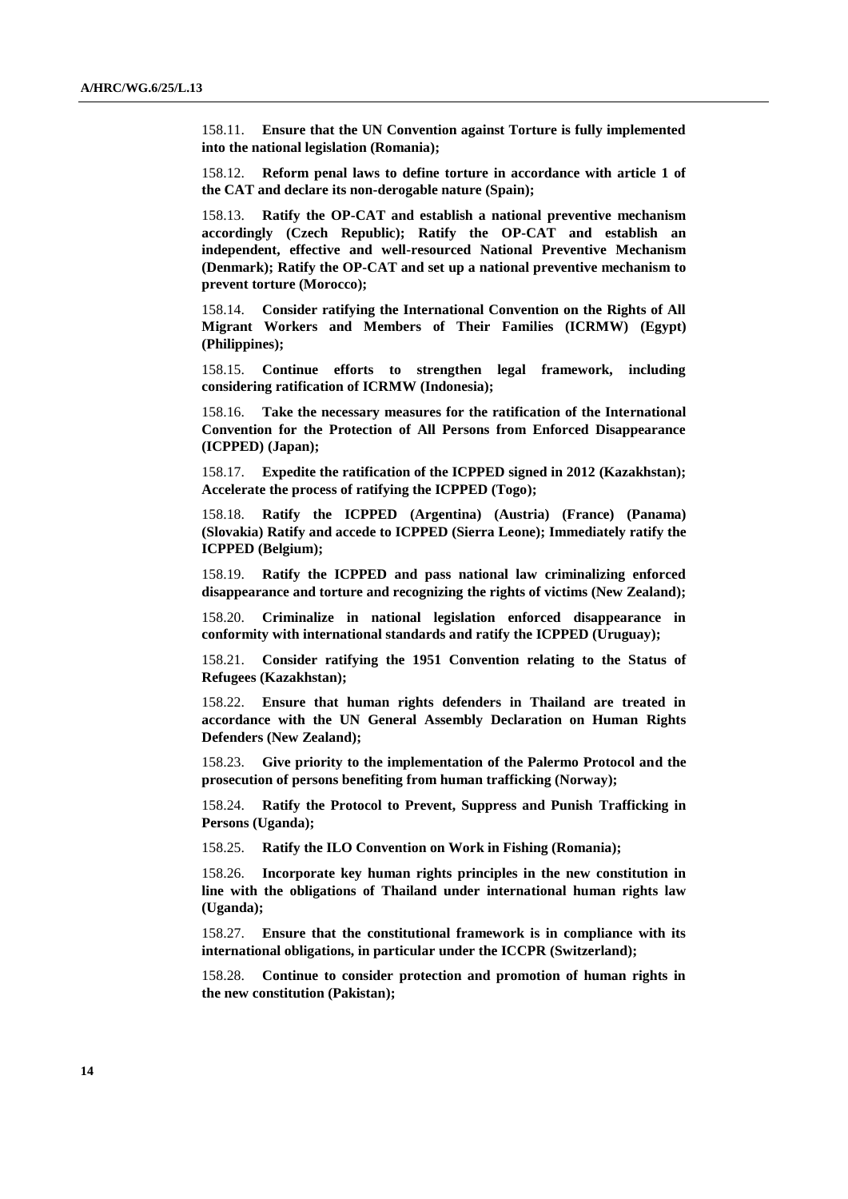158.11. **Ensure that the UN Convention against Torture is fully implemented into the national legislation (Romania);**

158.12. **Reform penal laws to define torture in accordance with article 1 of the CAT and declare its non-derogable nature (Spain);**

158.13. **Ratify the OP-CAT and establish a national preventive mechanism accordingly (Czech Republic); Ratify the OP-CAT and establish an independent, effective and well-resourced National Preventive Mechanism (Denmark); Ratify the OP-CAT and set up a national preventive mechanism to prevent torture (Morocco);**

158.14. **Consider ratifying the International Convention on the Rights of All Migrant Workers and Members of Their Families (ICRMW) (Egypt) (Philippines);**

158.15. **Continue efforts to strengthen legal framework, including considering ratification of ICRMW (Indonesia);**

158.16. **Take the necessary measures for the ratification of the International Convention for the Protection of All Persons from Enforced Disappearance (ICPPED) (Japan);**

158.17. **Expedite the ratification of the ICPPED signed in 2012 (Kazakhstan); Accelerate the process of ratifying the ICPPED (Togo);**

158.18. **Ratify the ICPPED (Argentina) (Austria) (France) (Panama) (Slovakia) Ratify and accede to ICPPED (Sierra Leone); Immediately ratify the ICPPED (Belgium);**

158.19. **Ratify the ICPPED and pass national law criminalizing enforced disappearance and torture and recognizing the rights of victims (New Zealand);**

158.20. **Criminalize in national legislation enforced disappearance in conformity with international standards and ratify the ICPPED (Uruguay);**

158.21. **Consider ratifying the 1951 Convention relating to the Status of Refugees (Kazakhstan);**

158.22. **Ensure that human rights defenders in Thailand are treated in accordance with the UN General Assembly Declaration on Human Rights Defenders (New Zealand);**

158.23. **Give priority to the implementation of the Palermo Protocol and the prosecution of persons benefiting from human trafficking (Norway);**

158.24. **Ratify the Protocol to Prevent, Suppress and Punish Trafficking in Persons (Uganda);**

158.25. **Ratify the ILO Convention on Work in Fishing (Romania);**

158.26. **Incorporate key human rights principles in the new constitution in line with the obligations of Thailand under international human rights law (Uganda);**

158.27. **Ensure that the constitutional framework is in compliance with its international obligations, in particular under the ICCPR (Switzerland);**

158.28. **Continue to consider protection and promotion of human rights in the new constitution (Pakistan);**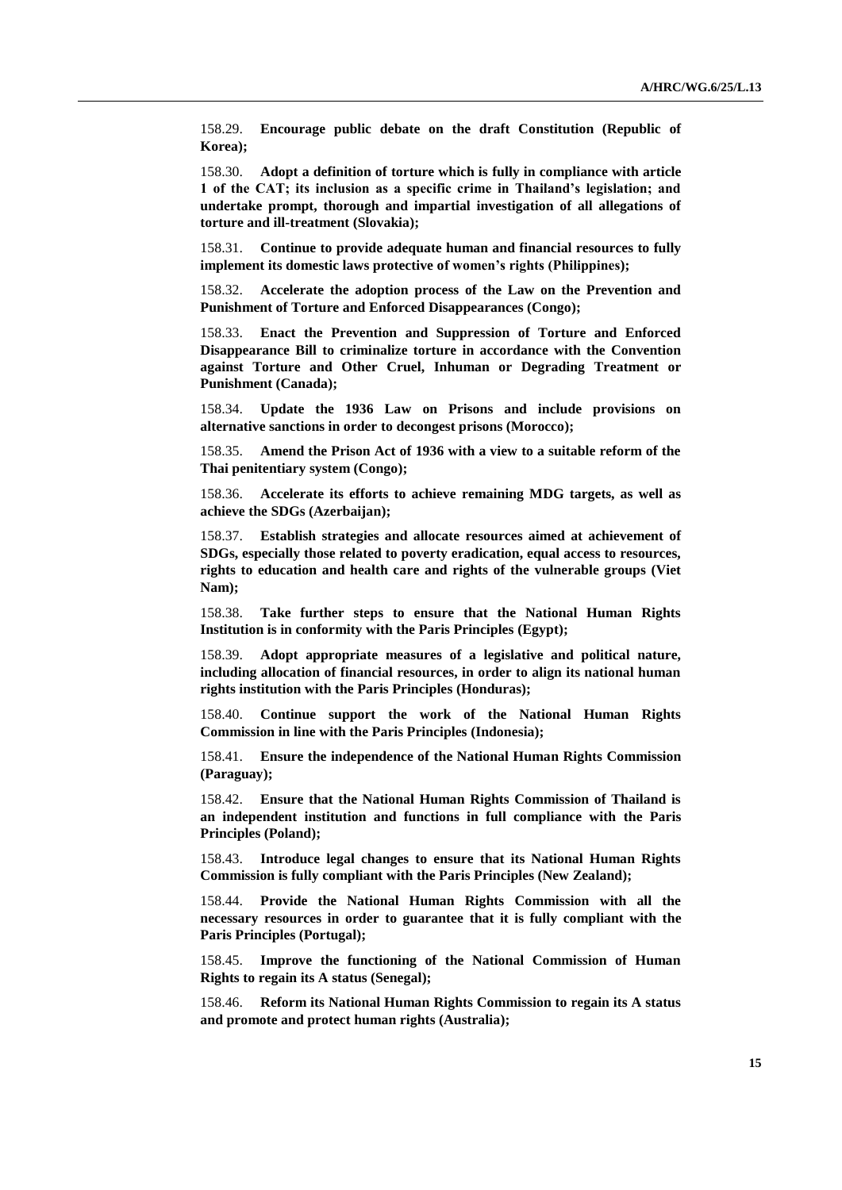158.29. **Encourage public debate on the draft Constitution (Republic of Korea);**

158.30. **Adopt a definition of torture which is fully in compliance with article 1 of the CAT; its inclusion as a specific crime in Thailand's legislation; and undertake prompt, thorough and impartial investigation of all allegations of torture and ill-treatment (Slovakia);**

158.31. **Continue to provide adequate human and financial resources to fully implement its domestic laws protective of women's rights (Philippines);**

158.32. **Accelerate the adoption process of the Law on the Prevention and Punishment of Torture and Enforced Disappearances (Congo);**

158.33. **Enact the Prevention and Suppression of Torture and Enforced Disappearance Bill to criminalize torture in accordance with the Convention against Torture and Other Cruel, Inhuman or Degrading Treatment or Punishment (Canada);**

158.34. **Update the 1936 Law on Prisons and include provisions on alternative sanctions in order to decongest prisons (Morocco);**

158.35. **Amend the Prison Act of 1936 with a view to a suitable reform of the Thai penitentiary system (Congo);**

158.36. **Accelerate its efforts to achieve remaining MDG targets, as well as achieve the SDGs (Azerbaijan);**

158.37. **Establish strategies and allocate resources aimed at achievement of SDGs, especially those related to poverty eradication, equal access to resources, rights to education and health care and rights of the vulnerable groups (Viet Nam);**

158.38. **Take further steps to ensure that the National Human Rights Institution is in conformity with the Paris Principles (Egypt);**

158.39. **Adopt appropriate measures of a legislative and political nature, including allocation of financial resources, in order to align its national human rights institution with the Paris Principles (Honduras);**

158.40. **Continue support the work of the National Human Rights Commission in line with the Paris Principles (Indonesia);**

158.41. **Ensure the independence of the National Human Rights Commission (Paraguay);**

158.42. **Ensure that the National Human Rights Commission of Thailand is an independent institution and functions in full compliance with the Paris Principles (Poland);**

158.43. **Introduce legal changes to ensure that its National Human Rights Commission is fully compliant with the Paris Principles (New Zealand);**

158.44. **Provide the National Human Rights Commission with all the necessary resources in order to guarantee that it is fully compliant with the Paris Principles (Portugal);**

158.45. **Improve the functioning of the National Commission of Human Rights to regain its A status (Senegal);**

158.46. **Reform its National Human Rights Commission to regain its A status and promote and protect human rights (Australia);**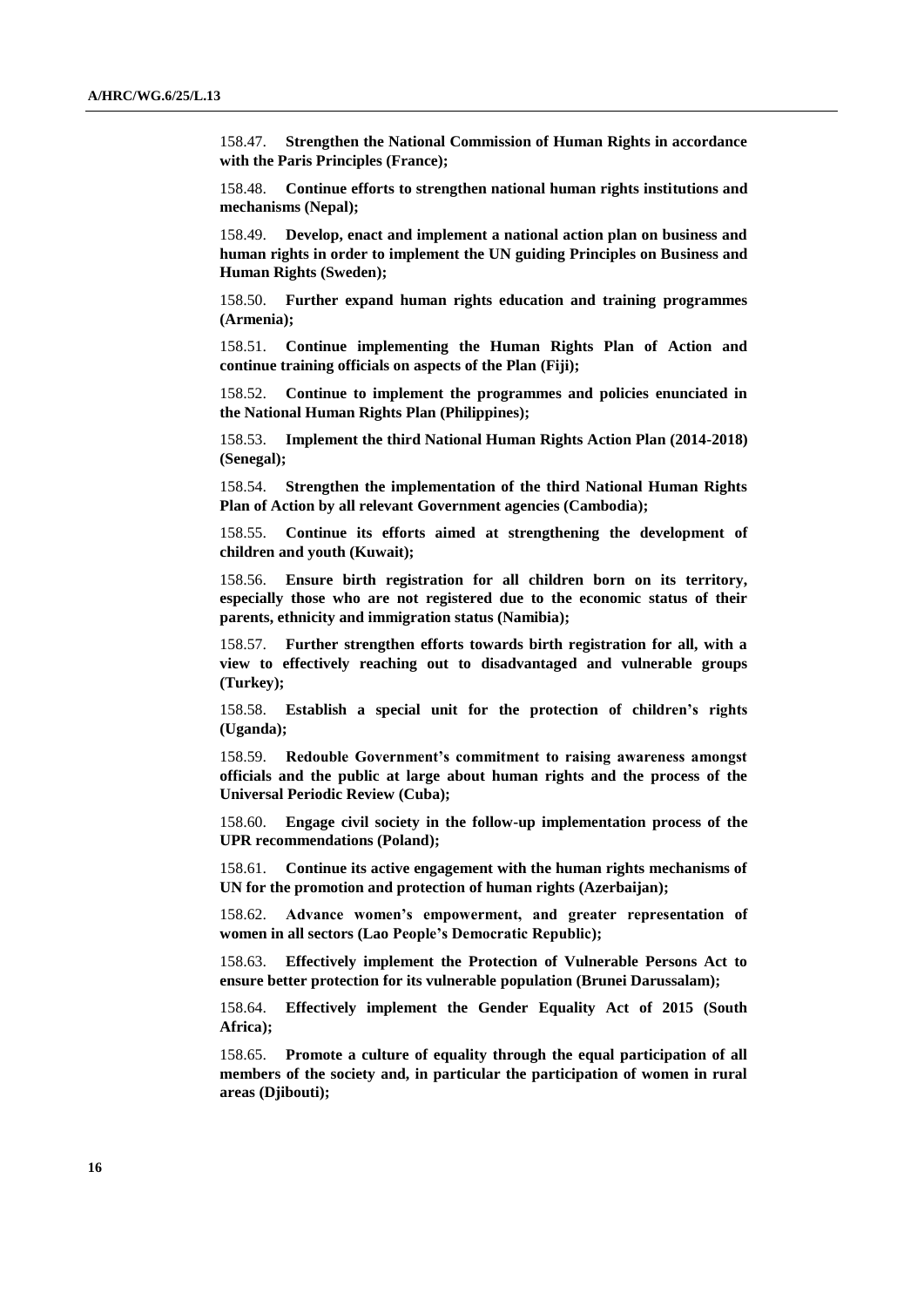158.47. **Strengthen the National Commission of Human Rights in accordance with the Paris Principles (France);**

158.48. **Continue efforts to strengthen national human rights institutions and mechanisms (Nepal);**

158.49. **Develop, enact and implement a national action plan on business and human rights in order to implement the UN guiding Principles on Business and Human Rights (Sweden);**

158.50. **Further expand human rights education and training programmes (Armenia);**

158.51. **Continue implementing the Human Rights Plan of Action and continue training officials on aspects of the Plan (Fiji);**

158.52. **Continue to implement the programmes and policies enunciated in the National Human Rights Plan (Philippines);**

158.53. **Implement the third National Human Rights Action Plan (2014-2018) (Senegal);**

158.54. **Strengthen the implementation of the third National Human Rights Plan of Action by all relevant Government agencies (Cambodia);**

158.55. **Continue its efforts aimed at strengthening the development of children and youth (Kuwait);**

158.56. **Ensure birth registration for all children born on its territory, especially those who are not registered due to the economic status of their parents, ethnicity and immigration status (Namibia);**

158.57. **Further strengthen efforts towards birth registration for all, with a view to effectively reaching out to disadvantaged and vulnerable groups (Turkey);**

158.58. **Establish a special unit for the protection of children's rights (Uganda);**

158.59. **Redouble Government's commitment to raising awareness amongst officials and the public at large about human rights and the process of the Universal Periodic Review (Cuba);**

158.60. **Engage civil society in the follow-up implementation process of the UPR recommendations (Poland);**

158.61. **Continue its active engagement with the human rights mechanisms of UN for the promotion and protection of human rights (Azerbaijan);**

158.62. **Advance women's empowerment, and greater representation of women in all sectors (Lao People's Democratic Republic);**

158.63. **Effectively implement the Protection of Vulnerable Persons Act to ensure better protection for its vulnerable population (Brunei Darussalam);**

158.64. **Effectively implement the Gender Equality Act of 2015 (South Africa);**

158.65. **Promote a culture of equality through the equal participation of all members of the society and, in particular the participation of women in rural areas (Djibouti);**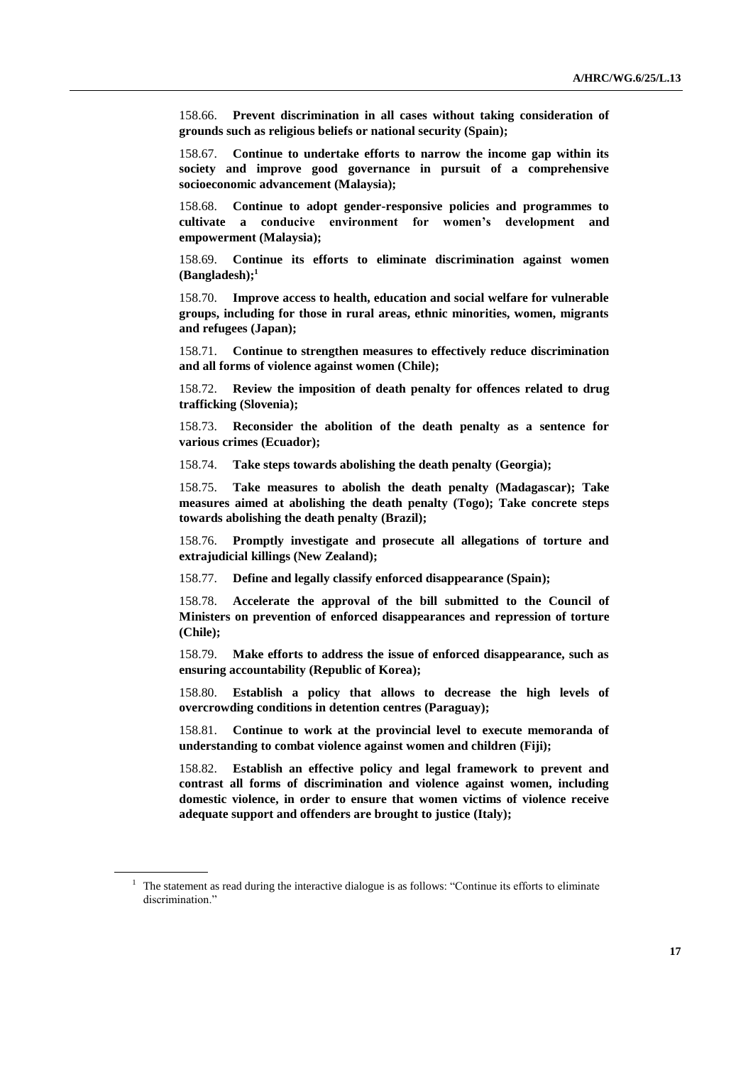158.66. **Prevent discrimination in all cases without taking consideration of grounds such as religious beliefs or national security (Spain);**

158.67. **Continue to undertake efforts to narrow the income gap within its society and improve good governance in pursuit of a comprehensive socioeconomic advancement (Malaysia);**

158.68. **Continue to adopt gender-responsive policies and programmes to cultivate a conducive environment for women's development and empowerment (Malaysia);**

158.69. **Continue its efforts to eliminate discrimination against women (Bangladesh);**[1]

158.70. **Improve access to health, education and social welfare for vulnerable groups, including for those in rural areas, ethnic minorities, women, migrants and refugees (Japan);**

158.71. **Continue to strengthen measures to effectively reduce discrimination and all forms of violence against women (Chile);**

158.72. **Review the imposition of death penalty for offences related to drug trafficking (Slovenia);**

158.73. **Reconsider the abolition of the death penalty as a sentence for various crimes (Ecuador);**

158.74. **Take steps towards abolishing the death penalty (Georgia);**

158.75. **Take measures to abolish the death penalty (Madagascar); Take measures aimed at abolishing the death penalty (Togo); Take concrete steps towards abolishing the death penalty (Brazil);**

158.76. **Promptly investigate and prosecute all allegations of torture and extrajudicial killings (New Zealand);**

158.77. **Define and legally classify enforced disappearance (Spain);**

158.78. **Accelerate the approval of the bill submitted to the Council of Ministers on prevention of enforced disappearances and repression of torture (Chile);**

158.79. **Make efforts to address the issue of enforced disappearance, such as ensuring accountability (Republic of Korea);**

158.80. **Establish a policy that allows to decrease the high levels of overcrowding conditions in detention centres (Paraguay);**

158.81. **Continue to work at the provincial level to execute memoranda of understanding to combat violence against women and children (Fiji);**

158.82. **Establish an effective policy and legal framework to prevent and contrast all forms of discrimination and violence against women, including domestic violence, in order to ensure that women victims of violence receive adequate support and offenders are brought to justice (Italy);**

[1] The statement as read during the interactive dialogue is as follows: "Continue its efforts to eliminate discrimination."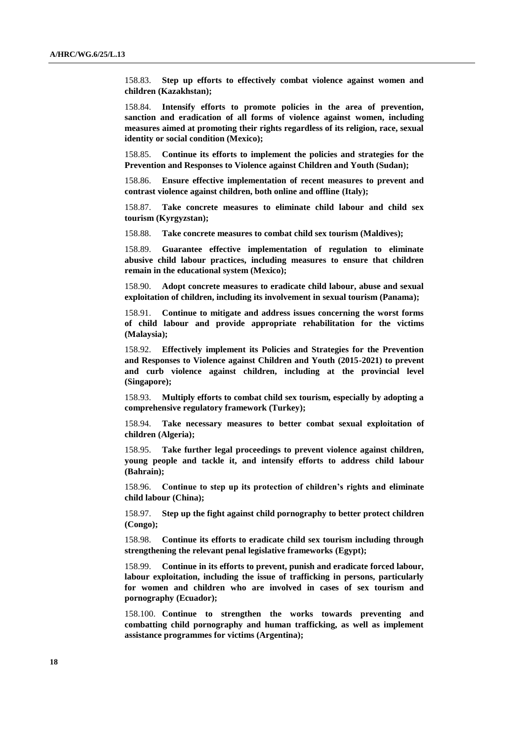158.83. **Step up efforts to effectively combat violence against women and children (Kazakhstan);**

158.84. **Intensify efforts to promote policies in the area of prevention, sanction and eradication of all forms of violence against women, including measures aimed at promoting their rights regardless of its religion, race, sexual identity or social condition (Mexico);**

158.85. **Continue its efforts to implement the policies and strategies for the Prevention and Responses to Violence against Children and Youth (Sudan);**

158.86. **Ensure effective implementation of recent measures to prevent and contrast violence against children, both online and offline (Italy);**

158.87. **Take concrete measures to eliminate child labour and child sex tourism (Kyrgyzstan);**

158.88. **Take concrete measures to combat child sex tourism (Maldives);**

158.89. **Guarantee effective implementation of regulation to eliminate abusive child labour practices, including measures to ensure that children remain in the educational system (Mexico);**

158.90. **Adopt concrete measures to eradicate child labour, abuse and sexual exploitation of children, including its involvement in sexual tourism (Panama);**

158.91. **Continue to mitigate and address issues concerning the worst forms of child labour and provide appropriate rehabilitation for the victims (Malaysia);**

158.92. **Effectively implement its Policies and Strategies for the Prevention and Responses to Violence against Children and Youth (2015-2021) to prevent and curb violence against children, including at the provincial level (Singapore);**

158.93. **Multiply efforts to combat child sex tourism, especially by adopting a comprehensive regulatory framework (Turkey);**

158.94. **Take necessary measures to better combat sexual exploitation of children (Algeria);**

158.95. **Take further legal proceedings to prevent violence against children, young people and tackle it, and intensify efforts to address child labour (Bahrain);**

158.96. **Continue to step up its protection of children's rights and eliminate child labour (China);**

158.97. **Step up the fight against child pornography to better protect children (Congo);**

158.98. **Continue its efforts to eradicate child sex tourism including through strengthening the relevant penal legislative frameworks (Egypt);**

158.99. **Continue in its efforts to prevent, punish and eradicate forced labour, labour exploitation, including the issue of trafficking in persons, particularly for women and children who are involved in cases of sex tourism and pornography (Ecuador);**

158.100. **Continue to strengthen the works towards preventing and combatting child pornography and human trafficking, as well as implement assistance programmes for victims (Argentina);**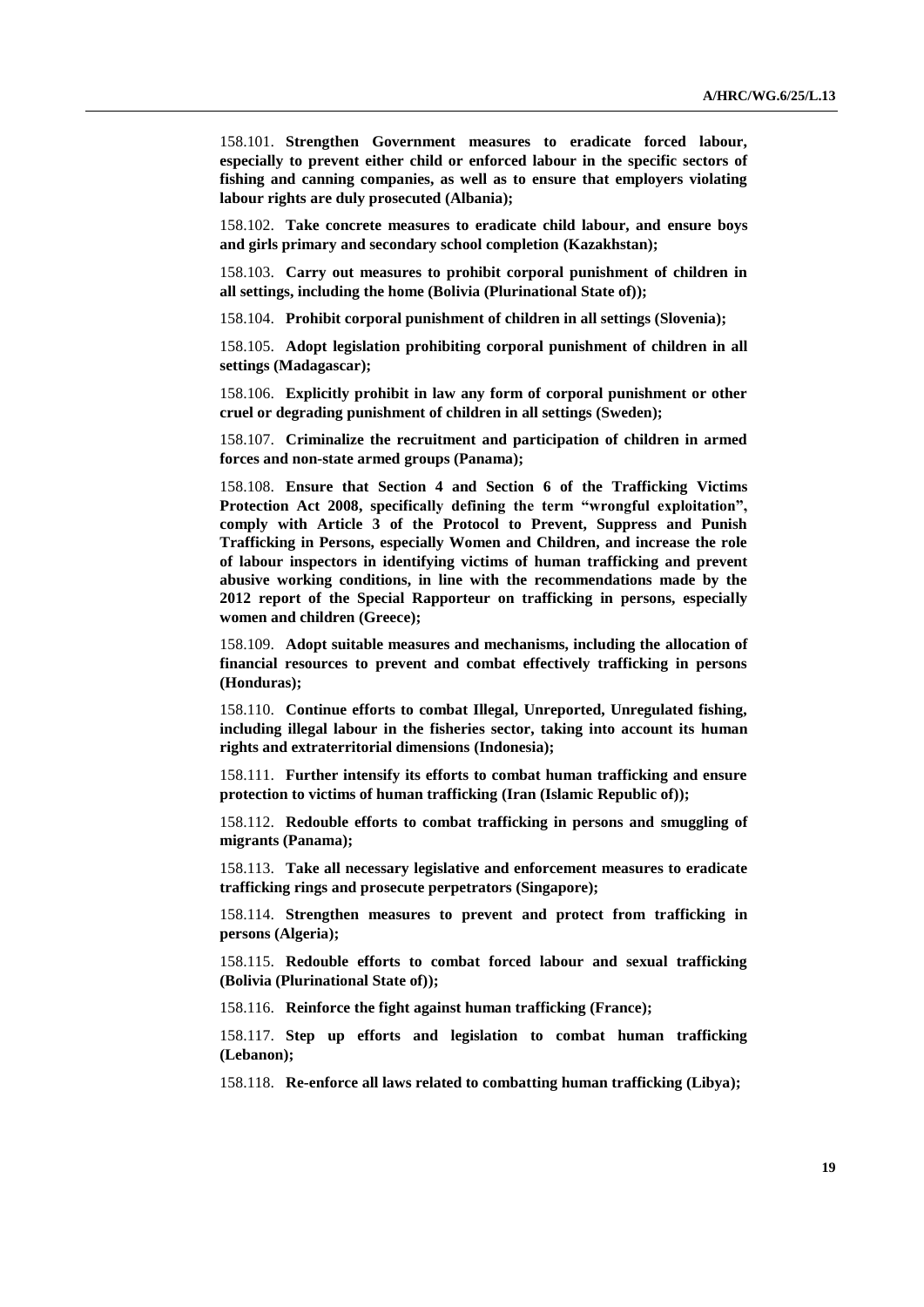158.101. **Strengthen Government measures to eradicate forced labour, especially to prevent either child or enforced labour in the specific sectors of fishing and canning companies, as well as to ensure that employers violating labour rights are duly prosecuted (Albania);**

158.102. **Take concrete measures to eradicate child labour, and ensure boys and girls primary and secondary school completion (Kazakhstan);**

158.103. **Carry out measures to prohibit corporal punishment of children in all settings, including the home (Bolivia (Plurinational State of));**

158.104. **Prohibit corporal punishment of children in all settings (Slovenia);**

158.105. **Adopt legislation prohibiting corporal punishment of children in all settings (Madagascar);**

158.106. **Explicitly prohibit in law any form of corporal punishment or other cruel or degrading punishment of children in all settings (Sweden);**

158.107. **Criminalize the recruitment and participation of children in armed forces and non-state armed groups (Panama);**

158.108. **Ensure that Section 4 and Section 6 of the Trafficking Victims Protection Act 2008, specifically defining the term "wrongful exploitation", comply with Article 3 of the Protocol to Prevent, Suppress and Punish Trafficking in Persons, especially Women and Children, and increase the role of labour inspectors in identifying victims of human trafficking and prevent abusive working conditions, in line with the recommendations made by the 2012 report of the Special Rapporteur on trafficking in persons, especially women and children (Greece);**

158.109. **Adopt suitable measures and mechanisms, including the allocation of financial resources to prevent and combat effectively trafficking in persons (Honduras);**

158.110. **Continue efforts to combat Illegal, Unreported, Unregulated fishing, including illegal labour in the fisheries sector, taking into account its human rights and extraterritorial dimensions (Indonesia);**

158.111. **Further intensify its efforts to combat human trafficking and ensure protection to victims of human trafficking (Iran (Islamic Republic of));**

158.112. **Redouble efforts to combat trafficking in persons and smuggling of migrants (Panama);**

158.113. **Take all necessary legislative and enforcement measures to eradicate trafficking rings and prosecute perpetrators (Singapore);**

158.114. **Strengthen measures to prevent and protect from trafficking in persons (Algeria);**

158.115. **Redouble efforts to combat forced labour and sexual trafficking (Bolivia (Plurinational State of));**

158.116. **Reinforce the fight against human trafficking (France);**

158.117. **Step up efforts and legislation to combat human trafficking (Lebanon);**

158.118. **Re-enforce all laws related to combatting human trafficking (Libya);**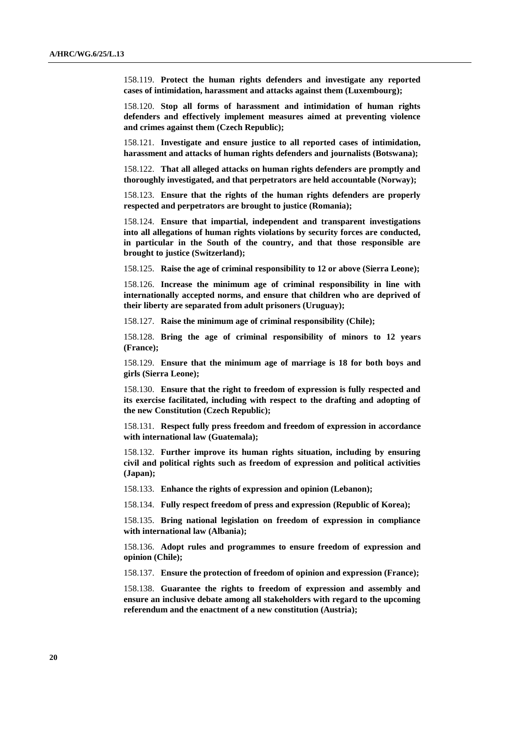158.119. **Protect the human rights defenders and investigate any reported cases of intimidation, harassment and attacks against them (Luxembourg);**

158.120. **Stop all forms of harassment and intimidation of human rights defenders and effectively implement measures aimed at preventing violence and crimes against them (Czech Republic);**

158.121. **Investigate and ensure justice to all reported cases of intimidation, harassment and attacks of human rights defenders and journalists (Botswana);**

158.122. **That all alleged attacks on human rights defenders are promptly and thoroughly investigated, and that perpetrators are held accountable (Norway);**

158.123. **Ensure that the rights of the human rights defenders are properly respected and perpetrators are brought to justice (Romania);**

158.124. **Ensure that impartial, independent and transparent investigations into all allegations of human rights violations by security forces are conducted, in particular in the South of the country, and that those responsible are brought to justice (Switzerland);**

158.125. **Raise the age of criminal responsibility to 12 or above (Sierra Leone);**

158.126. **Increase the minimum age of criminal responsibility in line with internationally accepted norms, and ensure that children who are deprived of their liberty are separated from adult prisoners (Uruguay);**

158.127. **Raise the minimum age of criminal responsibility (Chile);**

158.128. **Bring the age of criminal responsibility of minors to 12 years (France);**

158.129. **Ensure that the minimum age of marriage is 18 for both boys and girls (Sierra Leone);**

158.130. **Ensure that the right to freedom of expression is fully respected and its exercise facilitated, including with respect to the drafting and adopting of the new Constitution (Czech Republic);**

158.131. **Respect fully press freedom and freedom of expression in accordance with international law (Guatemala);**

158.132. **Further improve its human rights situation, including by ensuring civil and political rights such as freedom of expression and political activities (Japan);**

158.133. **Enhance the rights of expression and opinion (Lebanon);**

158.134. **Fully respect freedom of press and expression (Republic of Korea);**

158.135. **Bring national legislation on freedom of expression in compliance with international law (Albania);**

158.136. **Adopt rules and programmes to ensure freedom of expression and opinion (Chile);**

158.137. **Ensure the protection of freedom of opinion and expression (France);**

158.138. **Guarantee the rights to freedom of expression and assembly and ensure an inclusive debate among all stakeholders with regard to the upcoming referendum and the enactment of a new constitution (Austria);**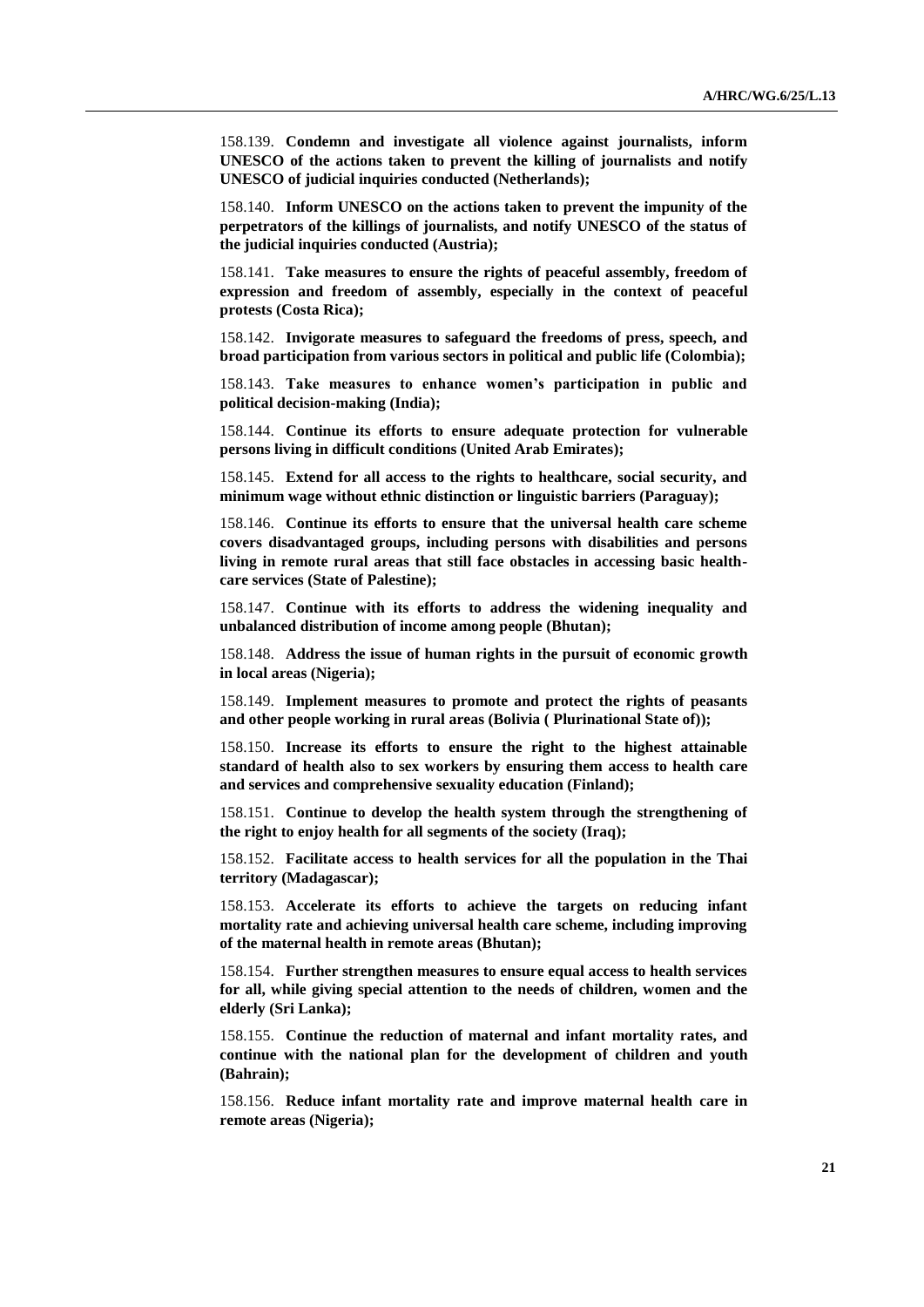158.139. **Condemn and investigate all violence against journalists, inform UNESCO of the actions taken to prevent the killing of journalists and notify UNESCO of judicial inquiries conducted (Netherlands);**

158.140. **Inform UNESCO on the actions taken to prevent the impunity of the perpetrators of the killings of journalists, and notify UNESCO of the status of the judicial inquiries conducted (Austria);**

158.141. **Take measures to ensure the rights of peaceful assembly, freedom of expression and freedom of assembly, especially in the context of peaceful protests (Costa Rica);**

158.142. **Invigorate measures to safeguard the freedoms of press, speech, and broad participation from various sectors in political and public life (Colombia);**

158.143. **Take measures to enhance women's participation in public and political decision-making (India);**

158.144. **Continue its efforts to ensure adequate protection for vulnerable persons living in difficult conditions (United Arab Emirates);**

158.145. **Extend for all access to the rights to healthcare, social security, and minimum wage without ethnic distinction or linguistic barriers (Paraguay);**

158.146. **Continue its efforts to ensure that the universal health care scheme covers disadvantaged groups, including persons with disabilities and persons living in remote rural areas that still face obstacles in accessing basic health-care services (State of Palestine);**

158.147. **Continue with its efforts to address the widening inequality and unbalanced distribution of income among people (Bhutan);**

158.148. **Address the issue of human rights in the pursuit of economic growth in local areas (Nigeria);**

158.149. **Implement measures to promote and protect the rights of peasants and other people working in rural areas (Bolivia ( Plurinational State of));**

158.150. **Increase its efforts to ensure the right to the highest attainable standard of health also to sex workers by ensuring them access to health care and services and comprehensive sexuality education (Finland);**

158.151. **Continue to develop the health system through the strengthening of the right to enjoy health for all segments of the society (Iraq);**

158.152. **Facilitate access to health services for all the population in the Thai territory (Madagascar);**

158.153. **Accelerate its efforts to achieve the targets on reducing infant mortality rate and achieving universal health care scheme, including improving of the maternal health in remote areas (Bhutan);**

158.154. **Further strengthen measures to ensure equal access to health services for all, while giving special attention to the needs of children, women and the elderly (Sri Lanka);**

158.155. **Continue the reduction of maternal and infant mortality rates, and continue with the national plan for the development of children and youth (Bahrain);**

158.156. **Reduce infant mortality rate and improve maternal health care in remote areas (Nigeria);**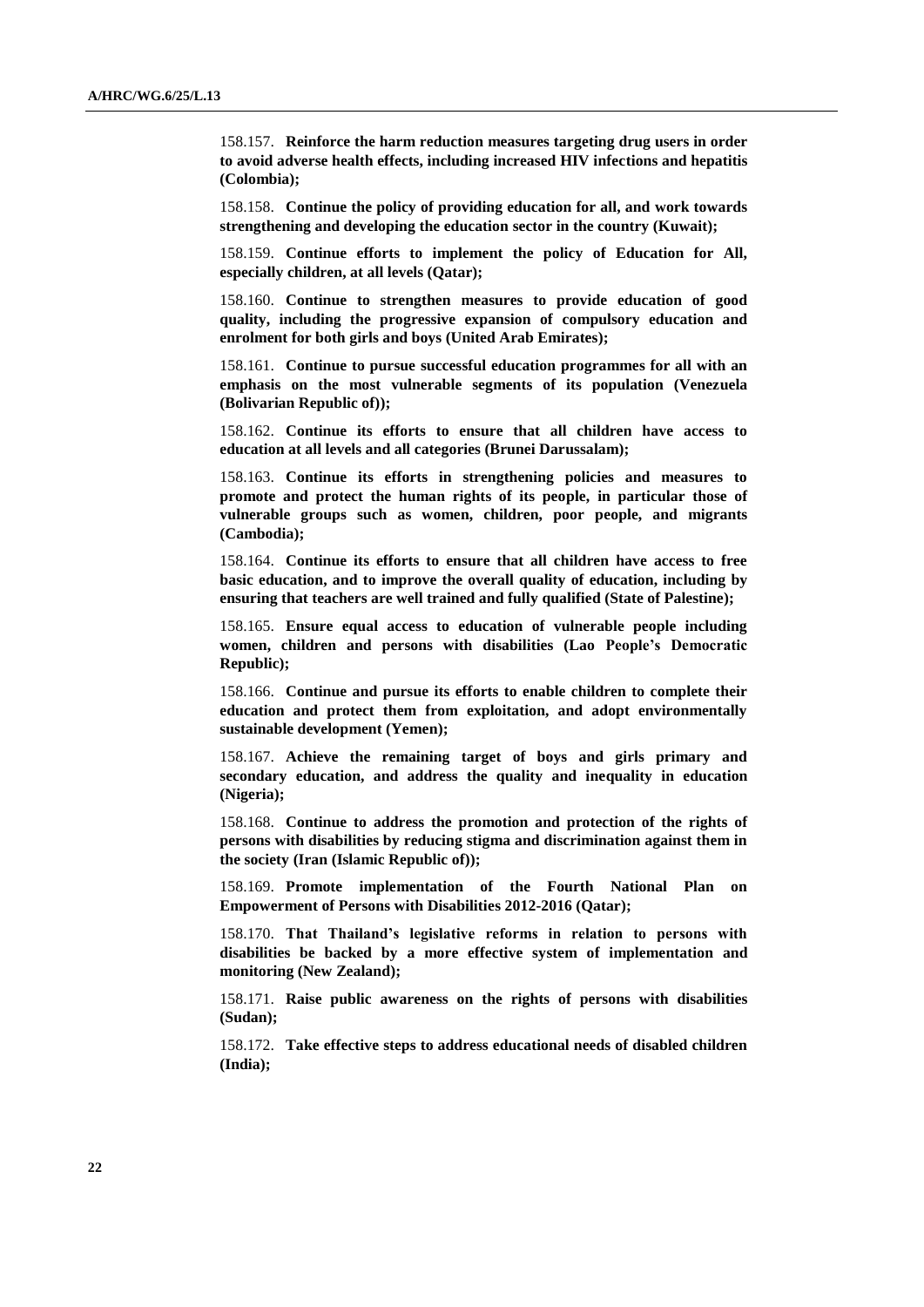158.157. **Reinforce the harm reduction measures targeting drug users in order to avoid adverse health effects, including increased HIV infections and hepatitis (Colombia);**

158.158. **Continue the policy of providing education for all, and work towards strengthening and developing the education sector in the country (Kuwait);**

158.159. **Continue efforts to implement the policy of Education for All, especially children, at all levels (Qatar);**

158.160. **Continue to strengthen measures to provide education of good quality, including the progressive expansion of compulsory education and enrolment for both girls and boys (United Arab Emirates);**

158.161. **Continue to pursue successful education programmes for all with an emphasis on the most vulnerable segments of its population (Venezuela (Bolivarian Republic of));**

158.162. **Continue its efforts to ensure that all children have access to education at all levels and all categories (Brunei Darussalam);**

158.163. **Continue its efforts in strengthening policies and measures to promote and protect the human rights of its people, in particular those of vulnerable groups such as women, children, poor people, and migrants (Cambodia);**

158.164. **Continue its efforts to ensure that all children have access to free basic education, and to improve the overall quality of education, including by ensuring that teachers are well trained and fully qualified (State of Palestine);**

158.165. **Ensure equal access to education of vulnerable people including women, children and persons with disabilities (Lao People's Democratic Republic);**

158.166. **Continue and pursue its efforts to enable children to complete their education and protect them from exploitation, and adopt environmentally sustainable development (Yemen);**

158.167. **Achieve the remaining target of boys and girls primary and secondary education, and address the quality and inequality in education (Nigeria);**

158.168. **Continue to address the promotion and protection of the rights of persons with disabilities by reducing stigma and discrimination against them in the society (Iran (Islamic Republic of));**

158.169. **Promote implementation of the Fourth National Plan on Empowerment of Persons with Disabilities 2012-2016 (Qatar);**

158.170. **That Thailand's legislative reforms in relation to persons with disabilities be backed by a more effective system of implementation and monitoring (New Zealand);**

158.171. **Raise public awareness on the rights of persons with disabilities (Sudan);**

158.172. **Take effective steps to address educational needs of disabled children (India);**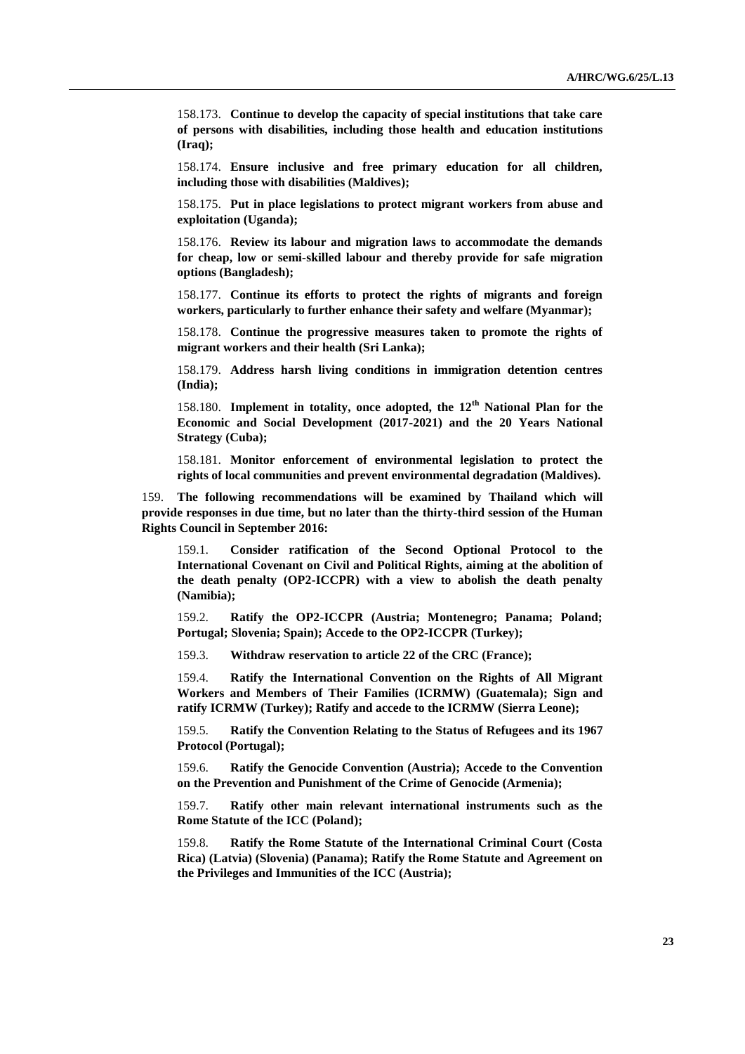158.173. **Continue to develop the capacity of special institutions that take care of persons with disabilities, including those health and education institutions (Iraq);**

158.174. **Ensure inclusive and free primary education for all children, including those with disabilities (Maldives);**

158.175. **Put in place legislations to protect migrant workers from abuse and exploitation (Uganda);**

158.176. **Review its labour and migration laws to accommodate the demands for cheap, low or semi-skilled labour and thereby provide for safe migration options (Bangladesh);**

158.177. **Continue its efforts to protect the rights of migrants and foreign workers, particularly to further enhance their safety and welfare (Myanmar);**

158.178. **Continue the progressive measures taken to promote the rights of migrant workers and their health (Sri Lanka);**

158.179. **Address harsh living conditions in immigration detention centres (India);**

158.180. **Implement in totality, once adopted, the 12th National Plan for the Economic and Social Development (2017-2021) and the 20 Years National Strategy (Cuba);**

158.181. **Monitor enforcement of environmental legislation to protect the rights of local communities and prevent environmental degradation (Maldives).**

159. **The following recommendations will be examined by Thailand which will provide responses in due time, but no later than the thirty-third session of the Human Rights Council in September 2016:**

159.1. **Consider ratification of the Second Optional Protocol to the International Covenant on Civil and Political Rights, aiming at the abolition of the death penalty (OP2-ICCPR) with a view to abolish the death penalty (Namibia);**

159.2. **Ratify the OP2-ICCPR (Austria; Montenegro; Panama; Poland; Portugal; Slovenia; Spain); Accede to the OP2-ICCPR (Turkey);**

159.3. **Withdraw reservation to article 22 of the CRC (France);**

159.4. **Ratify the International Convention on the Rights of All Migrant Workers and Members of Their Families (ICRMW) (Guatemala); Sign and ratify ICRMW (Turkey); Ratify and accede to the ICRMW (Sierra Leone);**

159.5. **Ratify the Convention Relating to the Status of Refugees and its 1967 Protocol (Portugal);**

159.6. **Ratify the Genocide Convention (Austria); Accede to the Convention on the Prevention and Punishment of the Crime of Genocide (Armenia);**

159.7. **Ratify other main relevant international instruments such as the Rome Statute of the ICC (Poland);**

159.8. **Ratify the Rome Statute of the International Criminal Court (Costa Rica) (Latvia) (Slovenia) (Panama); Ratify the Rome Statute and Agreement on the Privileges and Immunities of the ICC (Austria);**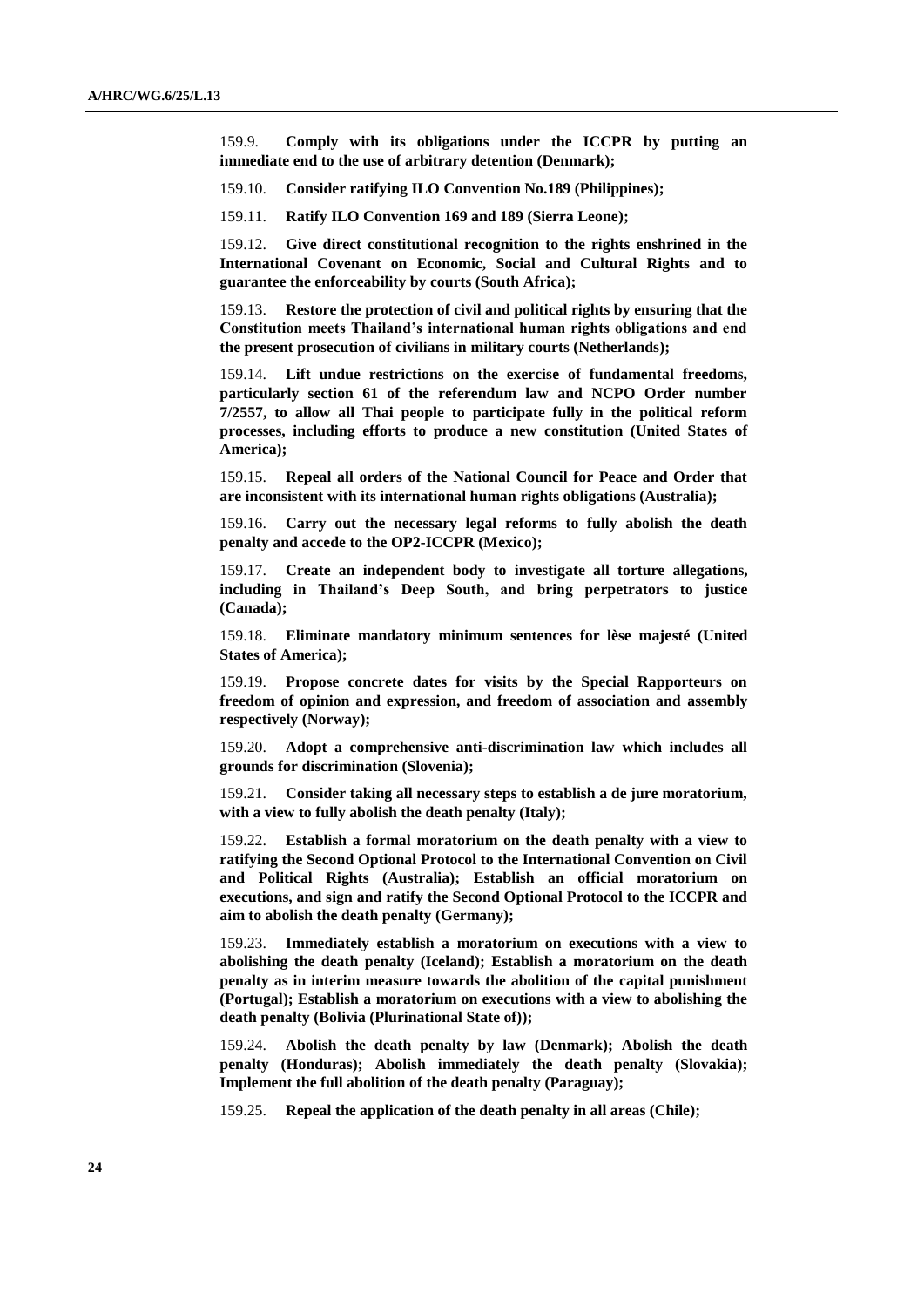159.9. **Comply with its obligations under the ICCPR by putting an immediate end to the use of arbitrary detention (Denmark);**

159.10. **Consider ratifying ILO Convention No.189 (Philippines);**

159.11. **Ratify ILO Convention 169 and 189 (Sierra Leone);**

159.12. **Give direct constitutional recognition to the rights enshrined in the International Covenant on Economic, Social and Cultural Rights and to guarantee the enforceability by courts (South Africa);**

159.13. **Restore the protection of civil and political rights by ensuring that the Constitution meets Thailand's international human rights obligations and end the present prosecution of civilians in military courts (Netherlands);**

159.14. **Lift undue restrictions on the exercise of fundamental freedoms, particularly section 61 of the referendum law and NCPO Order number 7/2557, to allow all Thai people to participate fully in the political reform processes, including efforts to produce a new constitution (United States of America);**

159.15. **Repeal all orders of the National Council for Peace and Order that are inconsistent with its international human rights obligations (Australia);**

159.16. **Carry out the necessary legal reforms to fully abolish the death penalty and accede to the OP2-ICCPR (Mexico);**

159.17. **Create an independent body to investigate all torture allegations, including in Thailand's Deep South, and bring perpetrators to justice (Canada);**

159.18. **Eliminate mandatory minimum sentences for lèse majesté (United States of America);**

159.19. **Propose concrete dates for visits by the Special Rapporteurs on freedom of opinion and expression, and freedom of association and assembly respectively (Norway);**

159.20. **Adopt a comprehensive anti-discrimination law which includes all grounds for discrimination (Slovenia);**

159.21. **Consider taking all necessary steps to establish a de jure moratorium, with a view to fully abolish the death penalty (Italy);**

159.22. **Establish a formal moratorium on the death penalty with a view to ratifying the Second Optional Protocol to the International Convention on Civil and Political Rights (Australia); Establish an official moratorium on executions, and sign and ratify the Second Optional Protocol to the ICCPR and aim to abolish the death penalty (Germany);**

159.23. **Immediately establish a moratorium on executions with a view to abolishing the death penalty (Iceland); Establish a moratorium on the death penalty as in interim measure towards the abolition of the capital punishment (Portugal); Establish a moratorium on executions with a view to abolishing the death penalty (Bolivia (Plurinational State of));**

159.24. **Abolish the death penalty by law (Denmark); Abolish the death penalty (Honduras); Abolish immediately the death penalty (Slovakia); Implement the full abolition of the death penalty (Paraguay);**

159.25. **Repeal the application of the death penalty in all areas (Chile);**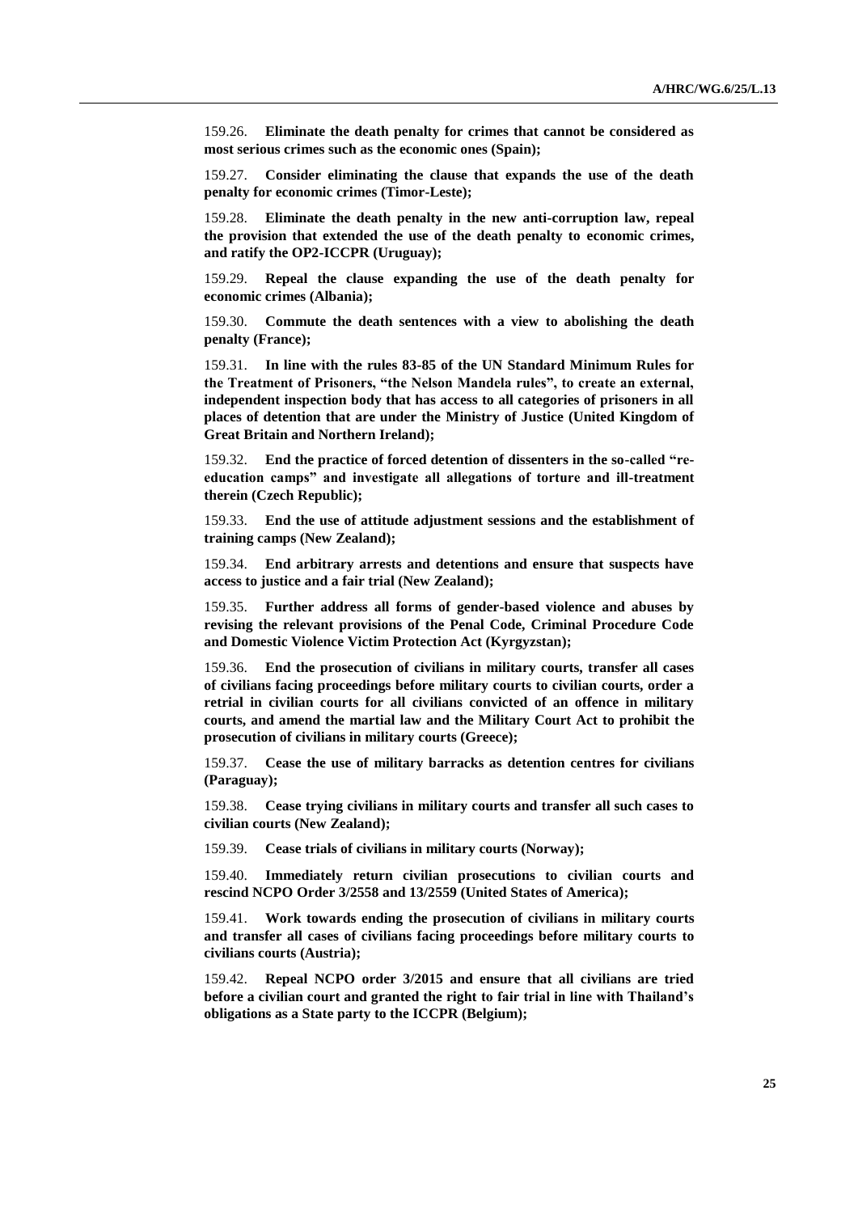159.26. **Eliminate the death penalty for crimes that cannot be considered as most serious crimes such as the economic ones (Spain);**

159.27. **Consider eliminating the clause that expands the use of the death penalty for economic crimes (Timor-Leste);**

159.28. **Eliminate the death penalty in the new anti-corruption law, repeal the provision that extended the use of the death penalty to economic crimes, and ratify the OP2-ICCPR (Uruguay);**

159.29. **Repeal the clause expanding the use of the death penalty for economic crimes (Albania);**

159.30. **Commute the death sentences with a view to abolishing the death penalty (France);**

159.31. **In line with the rules 83-85 of the UN Standard Minimum Rules for the Treatment of Prisoners, "the Nelson Mandela rules", to create an external, independent inspection body that has access to all categories of prisoners in all places of detention that are under the Ministry of Justice (United Kingdom of Great Britain and Northern Ireland);**

159.32. **End the practice of forced detention of dissenters in the so-called "re-education camps" and investigate all allegations of torture and ill-treatment therein (Czech Republic);**

159.33. **End the use of attitude adjustment sessions and the establishment of training camps (New Zealand);**

159.34. **End arbitrary arrests and detentions and ensure that suspects have access to justice and a fair trial (New Zealand);**

159.35. **Further address all forms of gender-based violence and abuses by revising the relevant provisions of the Penal Code, Criminal Procedure Code and Domestic Violence Victim Protection Act (Kyrgyzstan);**

159.36. **End the prosecution of civilians in military courts, transfer all cases of civilians facing proceedings before military courts to civilian courts, order a retrial in civilian courts for all civilians convicted of an offence in military courts, and amend the martial law and the Military Court Act to prohibit the prosecution of civilians in military courts (Greece);**

159.37. **Cease the use of military barracks as detention centres for civilians (Paraguay);**

159.38. **Cease trying civilians in military courts and transfer all such cases to civilian courts (New Zealand);**

159.39. **Cease trials of civilians in military courts (Norway);**

159.40. **Immediately return civilian prosecutions to civilian courts and rescind NCPO Order 3/2558 and 13/2559 (United States of America);**

159.41. **Work towards ending the prosecution of civilians in military courts and transfer all cases of civilians facing proceedings before military courts to civilians courts (Austria);**

159.42. **Repeal NCPO order 3/2015 and ensure that all civilians are tried before a civilian court and granted the right to fair trial in line with Thailand's obligations as a State party to the ICCPR (Belgium);**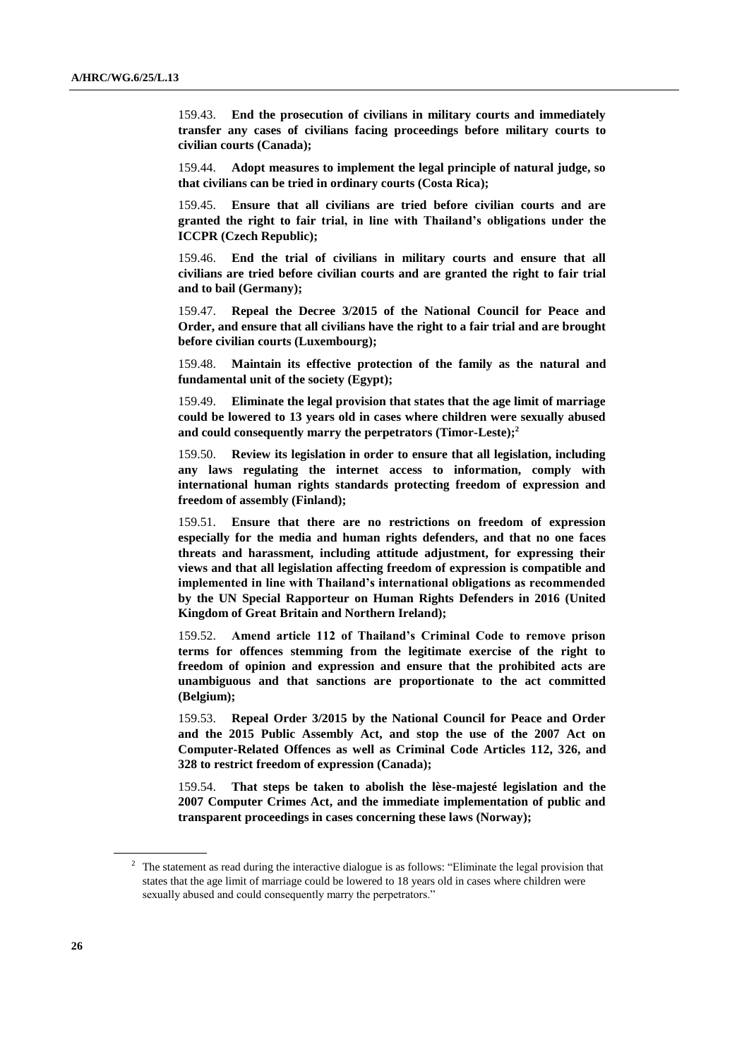159.43. **End the prosecution of civilians in military courts and immediately transfer any cases of civilians facing proceedings before military courts to civilian courts (Canada);**

159.44. **Adopt measures to implement the legal principle of natural judge, so that civilians can be tried in ordinary courts (Costa Rica);**

159.45. **Ensure that all civilians are tried before civilian courts and are granted the right to fair trial, in line with Thailand's obligations under the ICCPR (Czech Republic);**

159.46. **End the trial of civilians in military courts and ensure that all civilians are tried before civilian courts and are granted the right to fair trial and to bail (Germany);**

159.47. **Repeal the Decree 3/2015 of the National Council for Peace and Order, and ensure that all civilians have the right to a fair trial and are brought before civilian courts (Luxembourg);**

159.48. **Maintain its effective protection of the family as the natural and fundamental unit of the society (Egypt);**

159.49. **Eliminate the legal provision that states that the age limit of marriage could be lowered to 13 years old in cases where children were sexually abused and could consequently marry the perpetrators (Timor-Leste);**[2]

159.50. **Review its legislation in order to ensure that all legislation, including any laws regulating the internet access to information, comply with international human rights standards protecting freedom of expression and freedom of assembly (Finland);**

159.51. **Ensure that there are no restrictions on freedom of expression especially for the media and human rights defenders, and that no one faces threats and harassment, including attitude adjustment, for expressing their views and that all legislation affecting freedom of expression is compatible and implemented in line with Thailand's international obligations as recommended by the UN Special Rapporteur on Human Rights Defenders in 2016 (United Kingdom of Great Britain and Northern Ireland);**

159.52. **Amend article 112 of Thailand's Criminal Code to remove prison terms for offences stemming from the legitimate exercise of the right to freedom of opinion and expression and ensure that the prohibited acts are unambiguous and that sanctions are proportionate to the act committed (Belgium);**

159.53. **Repeal Order 3/2015 by the National Council for Peace and Order and the 2015 Public Assembly Act, and stop the use of the 2007 Act on Computer-Related Offences as well as Criminal Code Articles 112, 326, and 328 to restrict freedom of expression (Canada);**

159.54. **That steps be taken to abolish the lèse-majesté legislation and the 2007 Computer Crimes Act, and the immediate implementation of public and transparent proceedings in cases concerning these laws (Norway);**

---

[2] The statement as read during the interactive dialogue is as follows: "Eliminate the legal provision that states that the age limit of marriage could be lowered to 18 years old in cases where children were sexually abused and could consequently marry the perpetrators."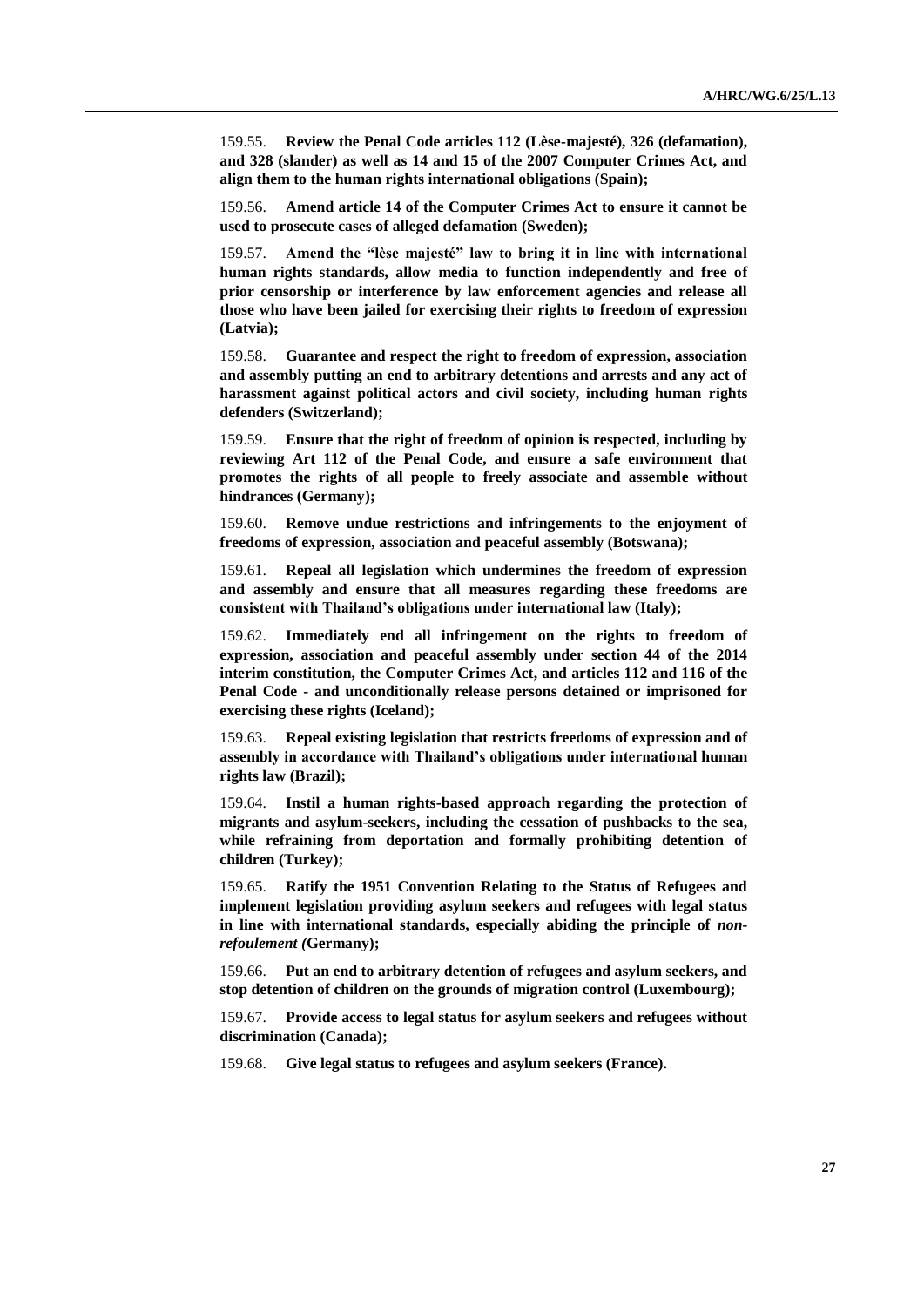159.55. **Review the Penal Code articles 112 (Lèse-majesté), 326 (defamation), and 328 (slander) as well as 14 and 15 of the 2007 Computer Crimes Act, and align them to the human rights international obligations (Spain);**

159.56. **Amend article 14 of the Computer Crimes Act to ensure it cannot be used to prosecute cases of alleged defamation (Sweden);**

159.57. **Amend the "lèse majesté" law to bring it in line with international human rights standards, allow media to function independently and free of prior censorship or interference by law enforcement agencies and release all those who have been jailed for exercising their rights to freedom of expression (Latvia);**

159.58. **Guarantee and respect the right to freedom of expression, association and assembly putting an end to arbitrary detentions and arrests and any act of harassment against political actors and civil society, including human rights defenders (Switzerland);**

159.59. **Ensure that the right of freedom of opinion is respected, including by reviewing Art 112 of the Penal Code, and ensure a safe environment that promotes the rights of all people to freely associate and assemble without hindrances (Germany);**

159.60. **Remove undue restrictions and infringements to the enjoyment of freedoms of expression, association and peaceful assembly (Botswana);**

159.61. **Repeal all legislation which undermines the freedom of expression and assembly and ensure that all measures regarding these freedoms are consistent with Thailand's obligations under international law (Italy);**

159.62. **Immediately end all infringement on the rights to freedom of expression, association and peaceful assembly under section 44 of the 2014 interim constitution, the Computer Crimes Act, and articles 112 and 116 of the Penal Code - and unconditionally release persons detained or imprisoned for exercising these rights (Iceland);**

159.63. **Repeal existing legislation that restricts freedoms of expression and of assembly in accordance with Thailand's obligations under international human rights law (Brazil);**

159.64. **Instil a human rights-based approach regarding the protection of migrants and asylum-seekers, including the cessation of pushbacks to the sea, while refraining from deportation and formally prohibiting detention of children (Turkey);**

159.65. **Ratify the 1951 Convention Relating to the Status of Refugees and implement legislation providing asylum seekers and refugees with legal status in line with international standards, especially abiding the principle of *non-refoulement* (Germany);**

159.66. **Put an end to arbitrary detention of refugees and asylum seekers, and stop detention of children on the grounds of migration control (Luxembourg);**

159.67. **Provide access to legal status for asylum seekers and refugees without discrimination (Canada);**

159.68. **Give legal status to refugees and asylum seekers (France).**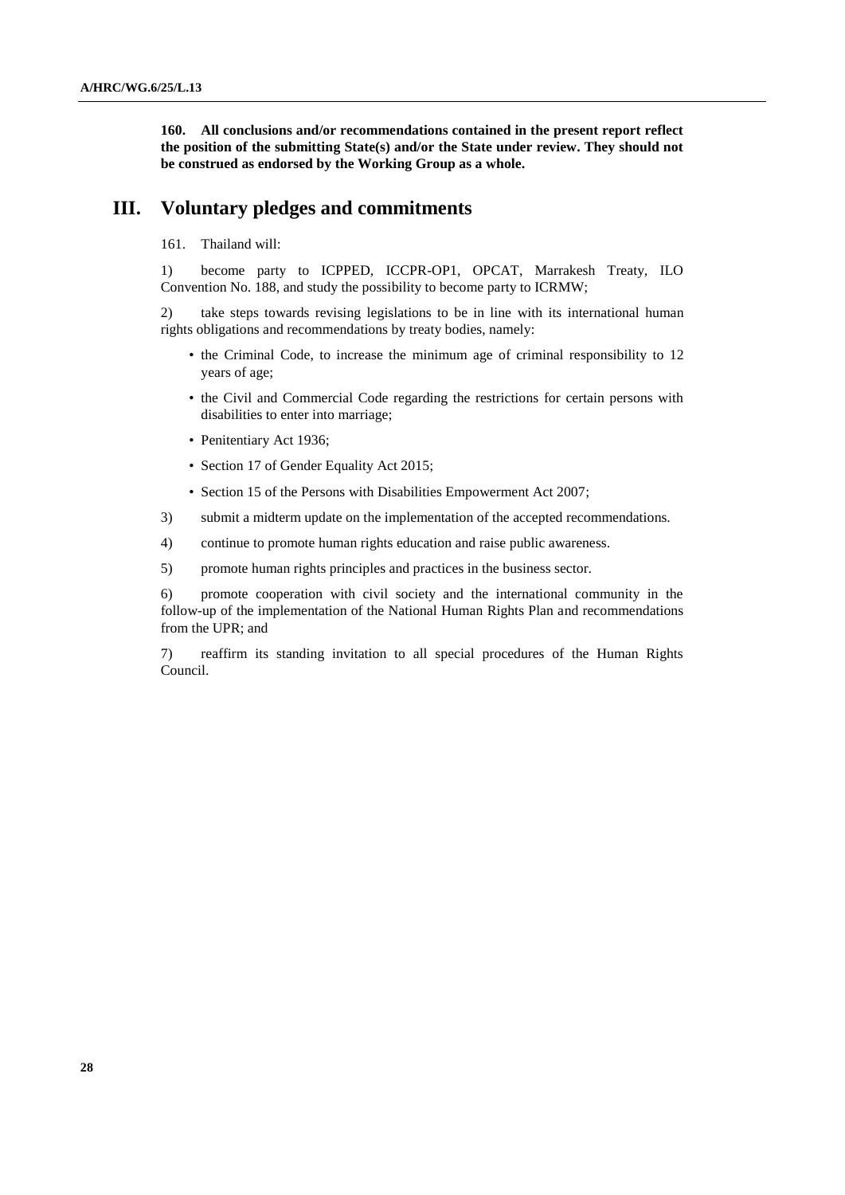**160. All conclusions and/or recommendations contained in the present report reflect the position of the submitting State(s) and/or the State under review. They should not be construed as endorsed by the Working Group as a whole.**

# III. Voluntary pledges and commitments

161. Thailand will:

1) become party to ICPPED, ICCPR-OP1, OPCAT, Marrakesh Treaty, ILO Convention No. 188, and study the possibility to become party to ICRMW;

2) take steps towards revising legislations to be in line with its international human rights obligations and recommendations by treaty bodies, namely:

- the Criminal Code, to increase the minimum age of criminal responsibility to 12 years of age;
- the Civil and Commercial Code regarding the restrictions for certain persons with disabilities to enter into marriage;
- Penitentiary Act 1936;
- Section 17 of Gender Equality Act 2015;
- Section 15 of the Persons with Disabilities Empowerment Act 2007;

3) submit a midterm update on the implementation of the accepted recommendations.

4) continue to promote human rights education and raise public awareness.

5) promote human rights principles and practices in the business sector.

6) promote cooperation with civil society and the international community in the follow-up of the implementation of the National Human Rights Plan and recommendations from the UPR; and

7) reaffirm its standing invitation to all special procedures of the Human Rights Council.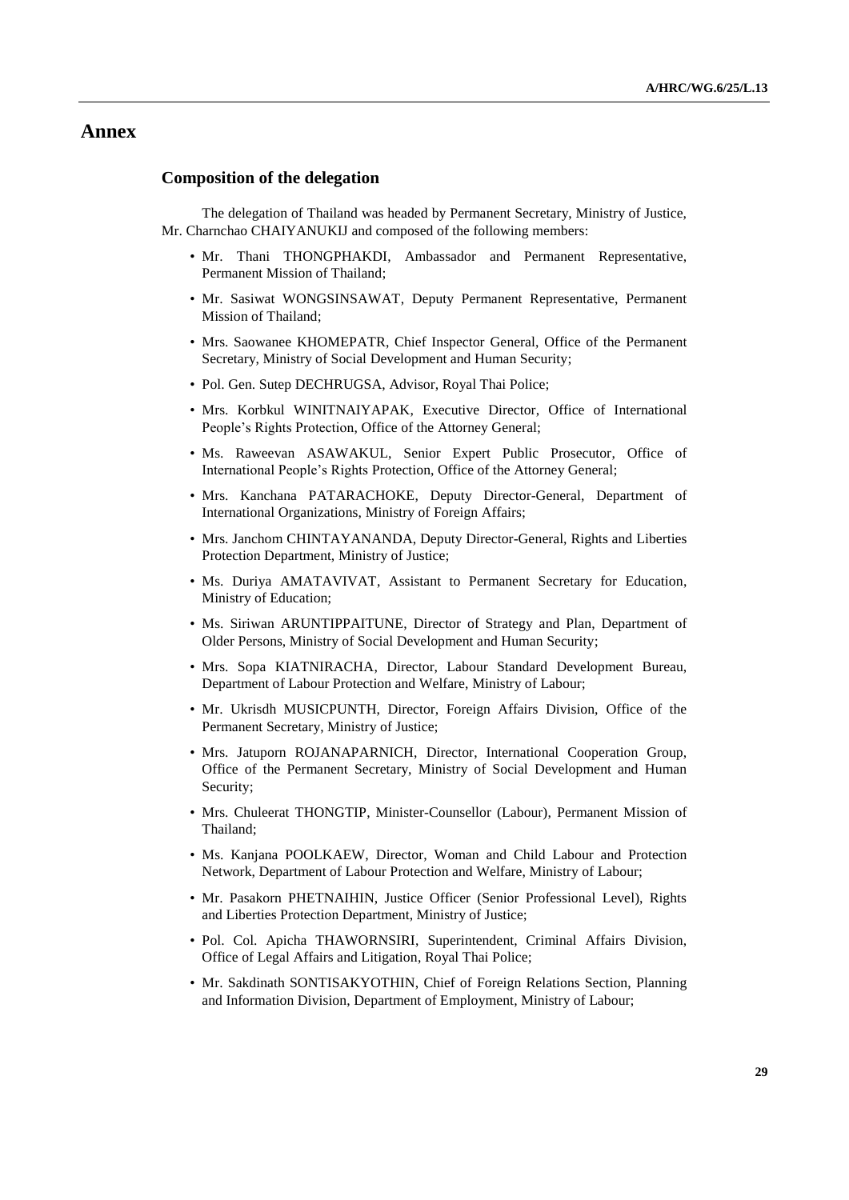# Annex

## Composition of the delegation

The delegation of Thailand was headed by Permanent Secretary, Ministry of Justice, Mr. Charnchao CHAIYANUKIJ and composed of the following members:

- Mr. Thani THONGPHAKDI, Ambassador and Permanent Representative, Permanent Mission of Thailand;
- Mr. Sasiwat WONGSINSAWAT, Deputy Permanent Representative, Permanent Mission of Thailand;
- Mrs. Saowanee KHOMEPATR, Chief Inspector General, Office of the Permanent Secretary, Ministry of Social Development and Human Security;
- Pol. Gen. Sutep DECHRUGSA, Advisor, Royal Thai Police;
- Mrs. Korbkul WINITNAIYAPAK, Executive Director, Office of International People's Rights Protection, Office of the Attorney General;
- Ms. Raweevan ASAWAKUL, Senior Expert Public Prosecutor, Office of International People's Rights Protection, Office of the Attorney General;
- Mrs. Kanchana PATARACHOKE, Deputy Director-General, Department of International Organizations, Ministry of Foreign Affairs;
- Mrs. Janchom CHINTAYANANDA, Deputy Director-General, Rights and Liberties Protection Department, Ministry of Justice;
- Ms. Duriya AMATAVIVAT, Assistant to Permanent Secretary for Education, Ministry of Education;
- Ms. Siriwan ARUNTIPPAITUNE, Director of Strategy and Plan, Department of Older Persons, Ministry of Social Development and Human Security;
- Mrs. Sopa KIATNIRACHA, Director, Labour Standard Development Bureau, Department of Labour Protection and Welfare, Ministry of Labour;
- Mr. Ukrisdh MUSICPUNTH, Director, Foreign Affairs Division, Office of the Permanent Secretary, Ministry of Justice;
- Mrs. Jatuporn ROJANAPARNICH, Director, International Cooperation Group, Office of the Permanent Secretary, Ministry of Social Development and Human Security;
- Mrs. Chuleerat THONGTIP, Minister-Counsellor (Labour), Permanent Mission of Thailand;
- Ms. Kanjana POOLKAEW, Director, Woman and Child Labour and Protection Network, Department of Labour Protection and Welfare, Ministry of Labour;
- Mr. Pasakorn PHETNAIHIN, Justice Officer (Senior Professional Level), Rights and Liberties Protection Department, Ministry of Justice;
- Pol. Col. Apicha THAWORNSIRI, Superintendent, Criminal Affairs Division, Office of Legal Affairs and Litigation, Royal Thai Police;
- Mr. Sakdinath SONTISAKYOTHIN, Chief of Foreign Relations Section, Planning and Information Division, Department of Employment, Ministry of Labour;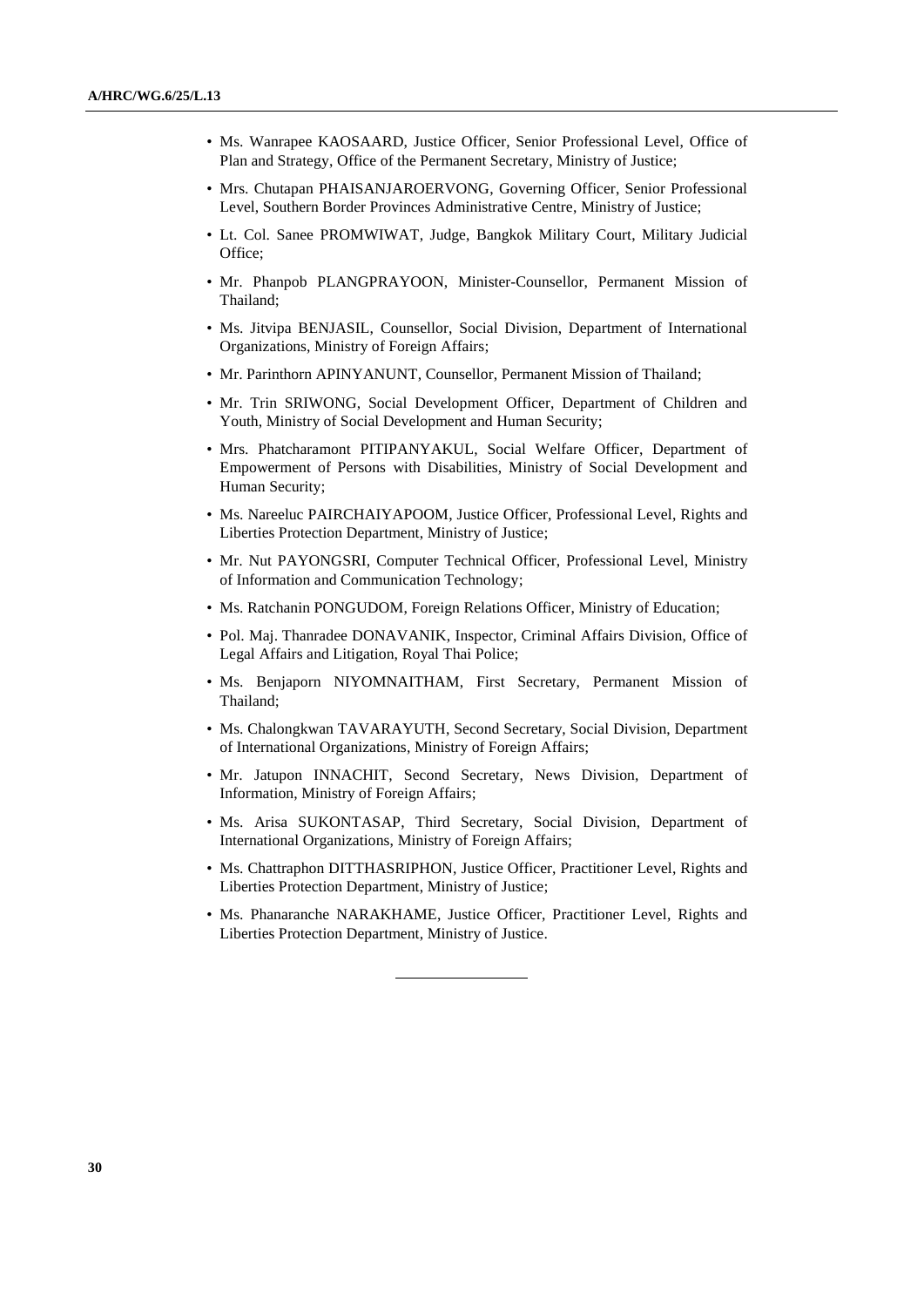- Ms. Wanrapee KAOSAARD, Justice Officer, Senior Professional Level, Office of Plan and Strategy, Office of the Permanent Secretary, Ministry of Justice;
- Mrs. Chutapan PHAISANJAROERVONG, Governing Officer, Senior Professional Level, Southern Border Provinces Administrative Centre, Ministry of Justice;
- Lt. Col. Sanee PROMWIWAT, Judge, Bangkok Military Court, Military Judicial Office;
- Mr. Phanpob PLANGPRAYOON, Minister-Counsellor, Permanent Mission of Thailand;
- Ms. Jitvipa BENJASIL, Counsellor, Social Division, Department of International Organizations, Ministry of Foreign Affairs;
- Mr. Parinthorn APINYANUNT, Counsellor, Permanent Mission of Thailand;
- Mr. Trin SRIWONG, Social Development Officer, Department of Children and Youth, Ministry of Social Development and Human Security;
- Mrs. Phatcharamont PITIPANYAKUL, Social Welfare Officer, Department of Empowerment of Persons with Disabilities, Ministry of Social Development and Human Security;
- Ms. Nareeluc PAIRCHAIYAPOOM, Justice Officer, Professional Level, Rights and Liberties Protection Department, Ministry of Justice;
- Mr. Nut PAYONGSRI, Computer Technical Officer, Professional Level, Ministry of Information and Communication Technology;
- Ms. Ratchanin PONGUDOM, Foreign Relations Officer, Ministry of Education;
- Pol. Maj. Thanradee DONAVANIK, Inspector, Criminal Affairs Division, Office of Legal Affairs and Litigation, Royal Thai Police;
- Ms. Benjaporn NIYOMNAITHAM, First Secretary, Permanent Mission of Thailand;
- Ms. Chalongkwan TAVARAYUTH, Second Secretary, Social Division, Department of International Organizations, Ministry of Foreign Affairs;
- Mr. Jatupon INNACHIT, Second Secretary, News Division, Department of Information, Ministry of Foreign Affairs;
- Ms. Arisa SUKONTASAP, Third Secretary, Social Division, Department of International Organizations, Ministry of Foreign Affairs;
- Ms. Chattraphon DITTHASRIPHON, Justice Officer, Practitioner Level, Rights and Liberties Protection Department, Ministry of Justice;
- Ms. Phanaranche NARAKHAME, Justice Officer, Practitioner Level, Rights and Liberties Protection Department, Ministry of Justice.